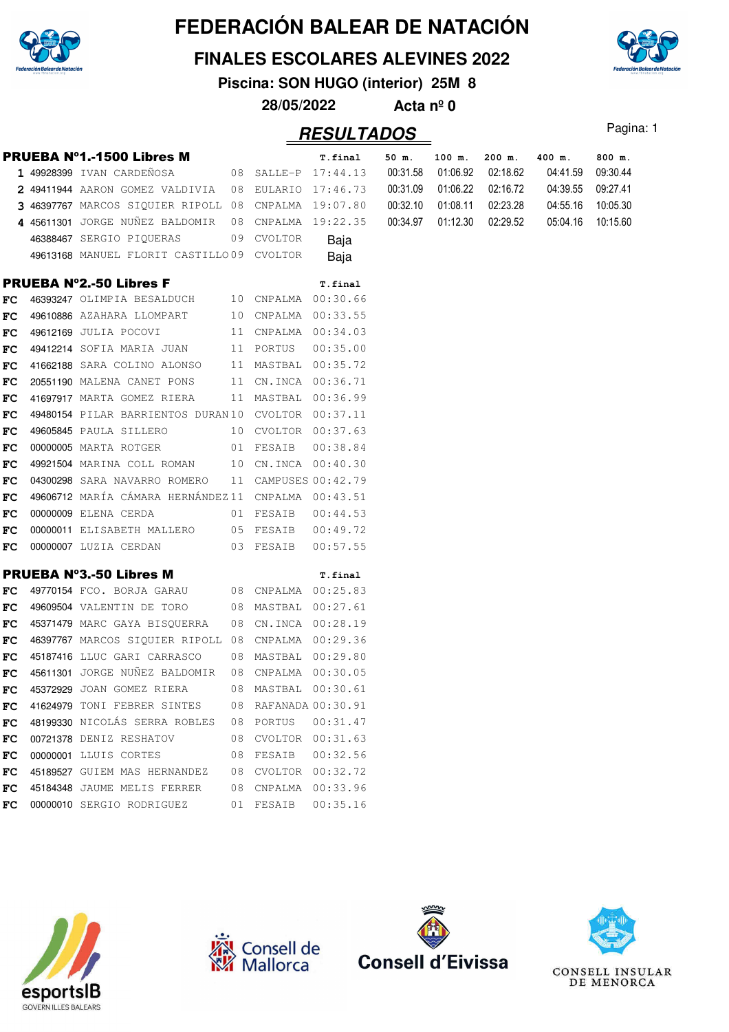# FEDERACIÓN BALEAR DE NATACIÓN

## FINALES ESCOLARES ALEVINES 2022

**Piscina: SON HUGO (interior) 25M 8**

**28/05/2022** **Acta nº 0**

## RESULTADOS

Pagina: 1

### PRUEBA Nº1.-1500 Libres M

| | Licencia | Nombre | Año | Club | T.final | 50 m. | 100 m. | 200 m. | 400 m. | 800 m. |
|---|---|---|---|---|---|---|---|---|---|---|
| 1 | 49928399 | IVAN CARDEÑOSA | 08 | SALLE-P | 17:44.13 | 00:31.58 | 01:06.92 | 02:18.62 | 04:41.59 | 09:30.44 |
| 2 | 49411944 | AARON GOMEZ VALDIVIA | 08 | EULARIO | 17:46.73 | 00:31.09 | 01:06.22 | 02:16.72 | 04:39.55 | 09:27.41 |
| 3 | 46397767 | MARCOS SIQUIER RIPOLL | 08 | CNPALMA | 19:07.80 | 00:32.10 | 01:08.11 | 02:23.28 | 04:55.16 | 10:05.30 |
| 4 | 45611301 | JORGE NUÑEZ BALDOMIR | 08 | CNPALMA | 19:22.35 | 00:34.97 | 01:12.30 | 02:29.52 | 05:04.16 | 10:15.60 |
| | 46388467 | SERGIO PIQUERAS | 09 | CVOLTOR | Baja | | | | | |
| | 49613168 | MANUEL FLORIT CASTILLO | 09 | CVOLTOR | Baja | | | | | |

### PRUEBA Nº2.-50 Libres F

| | Licencia | Nombre | Año | Club | T.final |
|---|---|---|---|---|---|
| FC | 46393247 | OLIMPIA BESALDUCH | 10 | CNPALMA | 00:30.66 |
| FC | 49610886 | AZAHARA LLOMPART | 10 | CNPALMA | 00:33.55 |
| FC | 49612169 | JULIA POCOVI | 11 | CNPALMA | 00:34.03 |
| FC | 49412214 | SOFIA MARIA JUAN | 11 | PORTUS | 00:35.00 |
| FC | 41662188 | SARA COLINO ALONSO | 11 | MASTBAL | 00:35.72 |
| FC | 20551190 | MALENA CANET PONS | 11 | CN.INCA | 00:36.71 |
| FC | 41697917 | MARTA GOMEZ RIERA | 11 | MASTBAL | 00:36.99 |
| FC | 49480154 | PILAR BARRIENTOS DURAN | 10 | CVOLTOR | 00:37.11 |
| FC | 49605845 | PAULA SILLERO | 10 | CVOLTOR | 00:37.63 |
| FC | 00000005 | MARTA ROTGER | 01 | FESAIB | 00:38.84 |
| FC | 49921504 | MARINA COLL ROMAN | 10 | CN.INCA | 00:40.30 |
| FC | 04300298 | SARA NAVARRO ROMERO | 11 | CAMPUSES | 00:42.79 |
| FC | 49606712 | MARÍA CÁMARA HERNÁNDEZ | 11 | CNPALMA | 00:43.51 |
| FC | 00000009 | ELENA CERDA | 01 | FESAIB | 00:44.53 |
| FC | 00000011 | ELISABETH MALLERO | 05 | FESAIB | 00:49.72 |
| FC | 00000007 | LUZIA CERDAN | 03 | FESAIB | 00:57.55 |

### PRUEBA Nº3.-50 Libres M

| | Licencia | Nombre | Año | Club | T.final |
|---|---|---|---|---|---|
| FC | 49770154 | FCO. BORJA GARAU | 08 | CNPALMA | 00:25.83 |
| FC | 49609504 | VALENTIN DE TORO | 08 | MASTBAL | 00:27.61 |
| FC | 45371479 | MARC GAYA BISQUERRA | 08 | CN.INCA | 00:28.19 |
| FC | 46397767 | MARCOS SIQUIER RIPOLL | 08 | CNPALMA | 00:29.36 |
| FC | 45187416 | LLUC GARI CARRASCO | 08 | MASTBAL | 00:29.80 |
| FC | 45611301 | JORGE NUÑEZ BALDOMIR | 08 | CNPALMA | 00:30.05 |
| FC | 45372929 | JOAN GOMEZ RIERA | 08 | MASTBAL | 00:30.61 |
| FC | 41624979 | TONI FEBRER SINTES | 08 | RAFANADA | 00:30.91 |
| FC | 48199330 | NICOLÁS SERRA ROBLES | 08 | PORTUS | 00:31.47 |
| FC | 00721378 | DENIZ RESHATOV | 08 | CVOLTOR | 00:31.63 |
| FC | 00000001 | LLUIS CORTES | 08 | FESAIB | 00:32.56 |
| FC | 45189527 | GUIEM MAS HERNANDEZ | 08 | CVOLTOR | 00:32.72 |
| FC | 45184348 | JAUME MELIS FERRER | 08 | CNPALMA | 00:33.96 |
| FC | 00000010 | SERGIO RODRIGUEZ | 01 | FESAIB | 00:35.16 |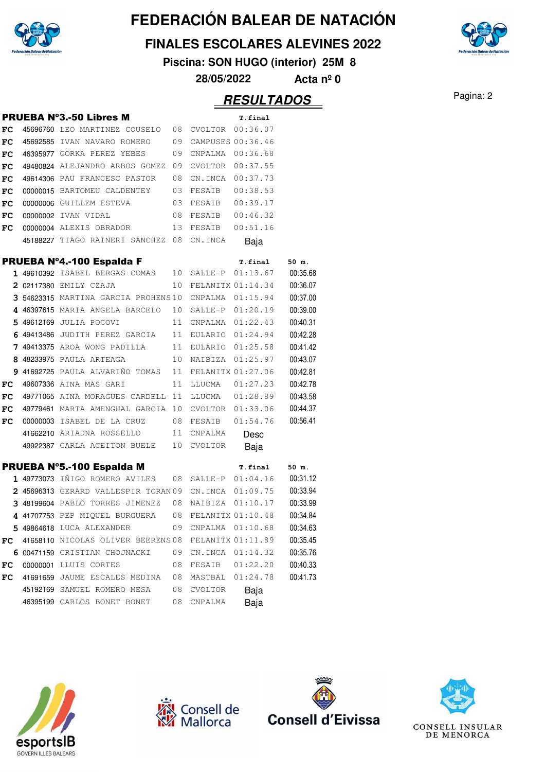# FEDERACIÓN BALEAR DE NATACIÓN

## FINALES ESCOLARES ALEVINES 2022

**Piscina: SON HUGO (interior) 25M 8**

**28/05/2022 Acta nº 0**

## RESULTADOS

### PRUEBA Nº3.-50 Libres M

| | Licencia | Nombre | Año | Club | T.final |
|---|---|---|---|---|---|
| FC | 45696760 | LEO MARTINEZ COUSELO | 08 | CVOLTOR | 00:36.07 |
| FC | 45692585 | IVAN NAVARO ROMERO | 09 | CAMPUSES | 00:36.46 |
| FC | 46395977 | GORKA PEREZ YEBES | 09 | CNPALMA | 00:36.68 |
| FC | 49480824 | ALEJANDRO ARBOS GOMEZ | 09 | CVOLTOR | 00:37.55 |
| FC | 49614306 | PAU FRANCESC PASTOR | 08 | CN.INCA | 00:37.73 |
| FC | 00000015 | BARTOMEU CALDENTEY | 03 | FESAIB | 00:38.53 |
| FC | 00000006 | GUILLEM ESTEVA | 03 | FESAIB | 00:39.17 |
| FC | 00000002 | IVAN VIDAL | 08 | FESAIB | 00:46.32 |
| FC | 00000004 | ALEXIS OBRADOR | 13 | FESAIB | 00:51.16 |
| | 45188227 | TIAGO RAINERI SANCHEZ | 08 | CN.INCA | Baja |

### PRUEBA Nº4.-100 Espalda F

| | Licencia | Nombre | Año | Club | T.final | 50 m. |
|---|---|---|---|---|---|---|
| 1 | 49610392 | ISABEL BERGAS COMAS | 10 | SALLE-P | 01:13.67 | 00:35.68 |
| 2 | 02117380 | EMILY CZAJA | 10 | FELANITX | 01:14.34 | 00:36.07 |
| 3 | 54623315 | MARTINA GARCIA PROHENS | 10 | CNPALMA | 01:15.94 | 00:37.00 |
| 4 | 46397615 | MARIA ANGELA BARCELO | 10 | SALLE-P | 01:20.19 | 00:39.00 |
| 5 | 49612169 | JULIA POCOVI | 11 | CNPALMA | 01:22.43 | 00:40.31 |
| 6 | 49413486 | JUDITH PEREZ GARCIA | 11 | EULARIO | 01:24.94 | 00:42.28 |
| 7 | 49413375 | AROA WONG PADILLA | 11 | EULARIO | 01:25.58 | 00:41.42 |
| 8 | 48233975 | PAULA ARTEAGA | 10 | NAIBIZA | 01:25.97 | 00:43.07 |
| 9 | 41692725 | PAULA ALVARIÑO TOMAS | 11 | FELANITX | 01:27.06 | 00:42.81 |
| FC | 49607336 | AINA MAS GARI | 11 | LLUCMA | 01:27.23 | 00:42.78 |
| FC | 49771065 | AINA MORAGUES CARDELL | 11 | LLUCMA | 01:28.89 | 00:43.58 |
| FC | 49779461 | MARTA AMENGUAL GARCIA | 10 | CVOLTOR | 01:33.06 | 00:44.37 |
| FC | 00000003 | ISABEL DE LA CRUZ | 08 | FESAIB | 01:54.76 | 00:56.41 |
| | 41662210 | ARIADNA ROSSELLO | 11 | CNPALMA | Desc | |
| | 49922387 | CARLA ACEITON BUELE | 10 | CVOLTOR | Baja | |

### PRUEBA Nº5.-100 Espalda M

| | Licencia | Nombre | Año | Club | T.final | 50 m. |
|---|---|---|---|---|---|---|
| 1 | 49773073 | IÑIGO ROMERO AVILES | 08 | SALLE-P | 01:04.16 | 00:31.12 |
| 2 | 45696313 | GERARD VALLESPIR TORAN | 09 | CN.INCA | 01:09.75 | 00:33.94 |
| 3 | 48199604 | PABLO TORRES JIMENEZ | 08 | NAIBIZA | 01:10.17 | 00:33.99 |
| 4 | 41707753 | PEP MIQUEL BURGUERA | 08 | FELANITX | 01:10.48 | 00:34.84 |
| 5 | 49864618 | LUCA ALEXANDER | 09 | CNPALMA | 01:10.68 | 00:34.63 |
| FC | 41658110 | NICOLAS OLIVER BEERENS | 08 | FELANITX | 01:11.89 | 00:35.45 |
| 6 | 00471159 | CRISTIAN CHOJNACKI | 09 | CN.INCA | 01:14.32 | 00:35.76 |
| FC | 00000001 | LLUIS CORTES | 08 | FESAIB | 01:22.20 | 00:40.33 |
| FC | 41691659 | JAUME ESCALES MEDINA | 08 | MASTBAL | 01:24.78 | 00:41.73 |
| | 45192169 | SAMUEL ROMERO MESA | 08 | CVOLTOR | Baja | |
| | 46395199 | CARLOS BONET BONET | 08 | CNPALMA | Baja | |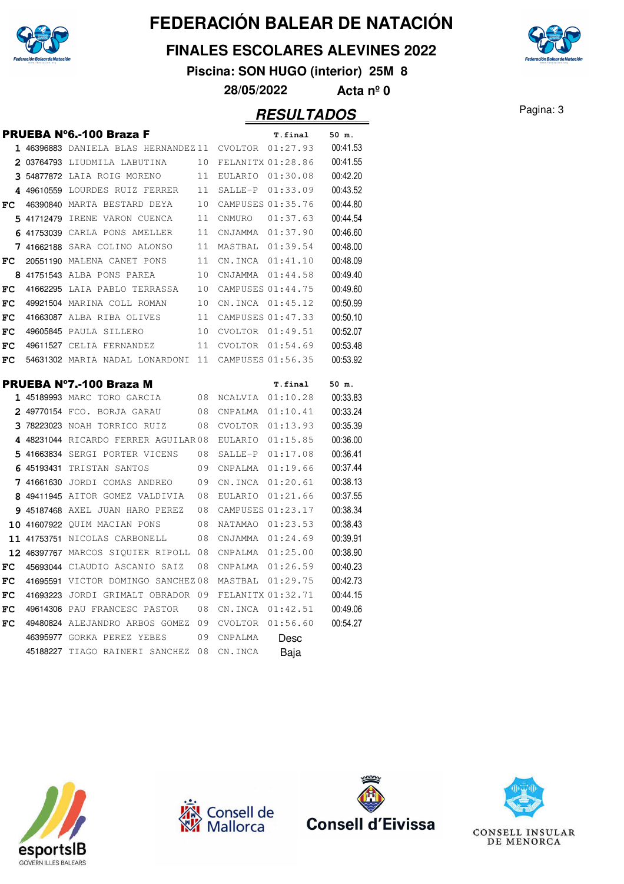# FEDERACIÓN BALEAR DE NATACIÓN

## FINALES ESCOLARES ALEVINES 2022

**Piscina: SON HUGO (interior) 25M 8**

**28/05/2022 Acta nº 0**

## RESULTADOS

### PRUEBA Nº6.-100 Braza F

| Pos. | Licencia | Nombre | Año | Club | T.final | 50 m. |
|---|---|---|---|---|---|---|
| 1 | 46396883 | DANIELA BLAS HERNANDEZ | 11 | CVOLTOR | 01:27.93 | 00:41.53 |
| 2 | 03764793 | LIUDMILA LABUTINA | 10 | FELANITX | 01:28.86 | 00:41.55 |
| 3 | 54877872 | LAIA ROIG MORENO | 11 | EULARIO | 01:30.08 | 00:42.20 |
| 4 | 49610559 | LOURDES RUIZ FERRER | 11 | SALLE-P | 01:33.09 | 00:43.52 |
| FC | 46390840 | MARTA BESTARD DEYA | 10 | CAMPUSES | 01:35.76 | 00:44.80 |
| 5 | 41712479 | IRENE VARON CUENCA | 11 | CNMURO | 01:37.63 | 00:44.54 |
| 6 | 41753039 | CARLA PONS AMELLER | 11 | CNJAMMA | 01:37.90 | 00:46.60 |
| 7 | 41662188 | SARA COLINO ALONSO | 11 | MASTBAL | 01:39.54 | 00:48.00 |
| FC | 20551190 | MALENA CANET PONS | 11 | CN.INCA | 01:41.10 | 00:48.09 |
| 8 | 41751543 | ALBA PONS PAREA | 10 | CNJAMMA | 01:44.58 | 00:49.40 |
| FC | 41662295 | LAIA PABLO TERRASSA | 10 | CAMPUSES | 01:44.75 | 00:49.60 |
| FC | 49921504 | MARINA COLL ROMAN | 10 | CN.INCA | 01:45.12 | 00:50.99 |
| FC | 41663087 | ALBA RIBA OLIVES | 11 | CAMPUSES | 01:47.33 | 00:50.10 |
| FC | 49605845 | PAULA SILLERO | 10 | CVOLTOR | 01:49.51 | 00:52.07 |
| FC | 49611527 | CELIA FERNANDEZ | 11 | CVOLTOR | 01:54.69 | 00:53.48 |
| FC | 54631302 | MARIA NADAL LONARDONI | 11 | CAMPUSES | 01:56.35 | 00:53.92 |

### PRUEBA Nº7.-100 Braza M

| Pos. | Licencia | Nombre | Año | Club | T.final | 50 m. |
|---|---|---|---|---|---|---|
| 1 | 45189993 | MARC TORO GARCIA | 08 | NCALVIA | 01:10.28 | 00:33.83 |
| 2 | 49770154 | FCO. BORJA GARAU | 08 | CNPALMA | 01:10.41 | 00:33.24 |
| 3 | 78223023 | NOAH TORRICO RUIZ | 08 | CVOLTOR | 01:13.93 | 00:35.39 |
| 4 | 48231044 | RICARDO FERRER AGUILAR | 08 | EULARIO | 01:15.85 | 00:36.00 |
| 5 | 41663834 | SERGI PORTER VICENS | 08 | SALLE-P | 01:17.08 | 00:36.41 |
| 6 | 45193431 | TRISTAN SANTOS | 09 | CNPALMA | 01:19.66 | 00:37.44 |
| 7 | 41661630 | JORDI COMAS ANDREO | 09 | CN.INCA | 01:20.61 | 00:38.13 |
| 8 | 49411945 | AITOR GOMEZ VALDIVIA | 08 | EULARIO | 01:21.66 | 00:37.55 |
| 9 | 45187468 | AXEL JUAN HARO PEREZ | 08 | CAMPUSES | 01:23.17 | 00:38.34 |
| 10 | 41607922 | QUIM MACIAN PONS | 08 | NATAMAO | 01:23.53 | 00:38.43 |
| 11 | 41753751 | NICOLAS CARBONELL | 08 | CNJAMMA | 01:24.69 | 00:39.91 |
| 12 | 46397767 | MARCOS SIQUIER RIPOLL | 08 | CNPALMA | 01:25.00 | 00:38.90 |
| FC | 45693044 | CLAUDIO ASCANIO SAIZ | 08 | CNPALMA | 01:26.59 | 00:40.23 |
| FC | 41695591 | VICTOR DOMINGO SANCHEZ | 08 | MASTBAL | 01:29.75 | 00:42.73 |
| FC | 41693223 | JORDI GRIMALT OBRADOR | 09 | FELANITX | 01:32.71 | 00:44.15 |
| FC | 49614306 | PAU FRANCESC PASTOR | 08 | CN.INCA | 01:42.51 | 00:49.06 |
| FC | 49480824 | ALEJANDRO ARBOS GOMEZ | 09 | CVOLTOR | 01:56.60 | 00:54.27 |
| | 46395977 | GORKA PEREZ YEBES | 09 | CNPALMA | Desc | |
| | 45188227 | TIAGO RAINERI SANCHEZ | 08 | CN.INCA | Baja | |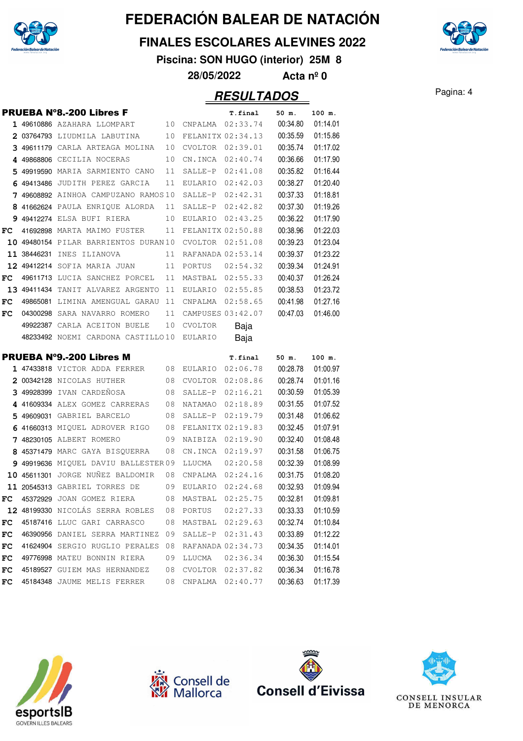# FEDERACIÓN BALEAR DE NATACIÓN

## FINALES ESCOLARES ALEVINES 2022

**Piscina: SON HUGO (interior) 25M 8**

**28/05/2022 Acta nº 0**

## RESULTADOS

### PRUEBA Nº8.-200 Libres F

| | | | | | T.final | 50 m. | 100 m. |
|---|---|---|---|---|---|---|---|
| 1 | 49610886 | AZAHARA LLOMPART | 10 | CNPALMA | 02:33.74 | 00:34.80 | 01:14.01 |
| 2 | 03764793 | LIUDMILA LABUTINA | 10 | FELANITX | 02:34.13 | 00:35.59 | 01:15.86 |
| 3 | 49611179 | CARLA ARTEAGA MOLINA | 10 | CVOLTOR | 02:39.01 | 00:35.74 | 01:17.02 |
| 4 | 49868806 | CECILIA NOCERAS | 10 | CN.INCA | 02:40.74 | 00:36.66 | 01:17.90 |
| 5 | 49919590 | MARIA SARMIENTO CANO | 11 | SALLE-P | 02:41.08 | 00:35.82 | 01:16.44 |
| 6 | 49413486 | JUDITH PEREZ GARCIA | 11 | EULARIO | 02:42.03 | 00:38.27 | 01:20.40 |
| 7 | 49608892 | AINHOA CAMPUZANO RAMOS | 10 | SALLE-P | 02:42.31 | 00:37.33 | 01:18.81 |
| 8 | 41662624 | PAULA ENRIQUE ALORDA | 11 | SALLE-P | 02:42.82 | 00:37.30 | 01:19.26 |
| 9 | 49412274 | ELSA BUFI RIERA | 10 | EULARIO | 02:43.25 | 00:36.22 | 01:17.90 |
| FC | 41692898 | MARTA MAIMO FUSTER | 11 | FELANITX | 02:50.88 | 00:38.96 | 01:22.03 |
| 10 | 49480154 | PILAR BARRIENTOS DURAN | 10 | CVOLTOR | 02:51.08 | 00:39.23 | 01:23.04 |
| 11 | 38446231 | INES ILIANOVA | 11 | RAFANADA | 02:53.14 | 00:39.37 | 01:23.22 |
| 12 | 49412214 | SOFIA MARIA JUAN | 11 | PORTUS | 02:54.32 | 00:39.34 | 01:24.91 |
| FC | 49611713 | LUCIA SANCHEZ PORCEL | 11 | MASTBAL | 02:55.33 | 00:40.37 | 01:26.24 |
| 13 | 49411434 | TANIT ALVAREZ ARGENTO | 11 | EULARIO | 02:55.85 | 00:38.53 | 01:23.72 |
| FC | 49865081 | LIMINA AMENGUAL GARAU | 11 | CNPALMA | 02:58.65 | 00:41.98 | 01:27.16 |
| FC | 04300298 | SARA NAVARRO ROMERO | 11 | CAMPUSES | 03:42.07 | 00:47.03 | 01:46.00 |
| | 49922387 | CARLA ACEITON BUELE | 10 | CVOLTOR | Baja | | |
| | 48233492 | NOEMI CARDONA CASTILLO | 10 | EULARIO | Baja | | |

### PRUEBA Nº9.-200 Libres M

| | | | | | T.final | 50 m. | 100 m. |
|---|---|---|---|---|---|---|---|
| 1 | 47433818 | VICTOR ADDA FERRER | 08 | EULARIO | 02:06.78 | 00:28.78 | 01:00.97 |
| 2 | 00342128 | NICOLAS HUTHER | 08 | CVOLTOR | 02:08.86 | 00:28.74 | 01:01.16 |
| 3 | 49928399 | IVAN CARDEÑOSA | 08 | SALLE-P | 02:16.21 | 00:30.59 | 01:05.39 |
| 4 | 41609334 | ALEX GOMEZ CARRERAS | 08 | NATAMAO | 02:18.89 | 00:31.55 | 01:07.52 |
| 5 | 49609031 | GABRIEL BARCELO | 08 | SALLE-P | 02:19.79 | 00:31.48 | 01:06.62 |
| 6 | 41660313 | MIQUEL ADROVER RIGO | 08 | FELANITX | 02:19.83 | 00:32.45 | 01:07.91 |
| 7 | 48230105 | ALBERT ROMERO | 09 | NAIBIZA | 02:19.90 | 00:32.40 | 01:08.48 |
| 8 | 45371479 | MARC GAYA BISQUERRA | 08 | CN.INCA | 02:19.97 | 00:31.58 | 01:06.75 |
| 9 | 49919636 | MIQUEL DAVIU BALLESTER | 09 | LLUCMA | 02:20.58 | 00:32.39 | 01:08.99 |
| 10 | 45611301 | JORGE NUÑEZ BALDOMIR | 08 | CNPALMA | 02:24.16 | 00:31.75 | 01:08.20 |
| 11 | 20545313 | GABRIEL TORRES DE | 09 | EULARIO | 02:24.68 | 00:32.93 | 01:09.94 |
| FC | 45372929 | JOAN GOMEZ RIERA | 08 | MASTBAL | 02:25.75 | 00:32.81 | 01:09.81 |
| 12 | 48199330 | NICOLÁS SERRA ROBLES | 08 | PORTUS | 02:27.33 | 00:33.33 | 01:10.59 |
| FC | 45187416 | LLUC GARI CARRASCO | 08 | MASTBAL | 02:29.63 | 00:32.74 | 01:10.84 |
| FC | 46390956 | DANIEL SERRA MARTINEZ | 09 | SALLE-P | 02:31.43 | 00:33.89 | 01:12.22 |
| FC | 41624904 | SERGIO RUGLIO PERALES | 08 | RAFANADA | 02:34.73 | 00:34.35 | 01:14.01 |
| FC | 49776998 | MATEU BONNIN RIERA | 09 | LLUCMA | 02:36.34 | 00:36.30 | 01:15.54 |
| FC | 45189527 | GUIEM MAS HERNANDEZ | 08 | CVOLTOR | 02:37.82 | 00:36.34 | 01:16.78 |
| FC | 45184348 | JAUME MELIS FERRER | 08 | CNPALMA | 02:40.77 | 00:36.63 | 01:17.39 |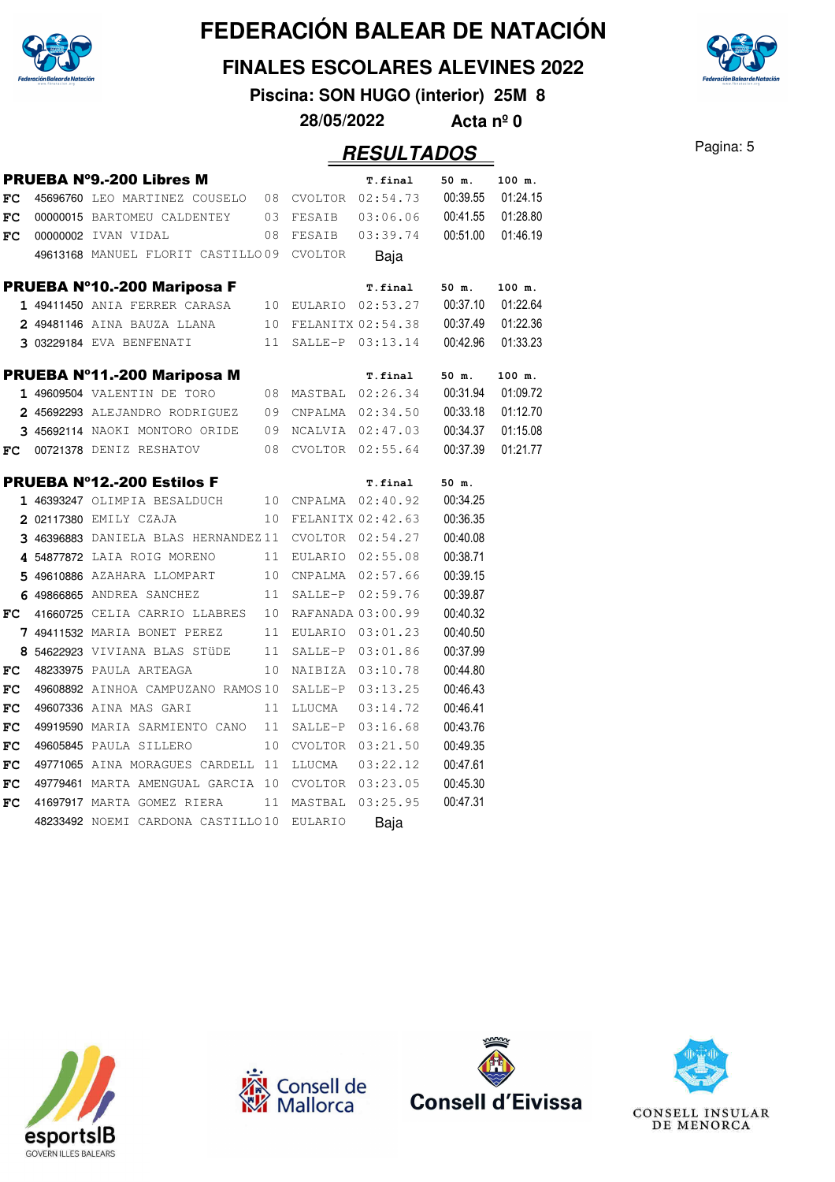# FEDERACIÓN BALEAR DE NATACIÓN

## FINALES ESCOLARES ALEVINES 2022

**Piscina: SON HUGO (interior) 25M 8**

**28/05/2022 Acta nº 0**

### RESULTADOS

**PRUEBA Nº9.-200 Libres M**

| | Licencia | Nombre | Año | Club | T.final | 50 m. | 100 m. |
|---|---|---|---|---|---|---|---|
| FC | 45696760 | LEO MARTINEZ COUSELO | 08 | CVOLTOR | 02:54.73 | 00:39.55 | 01:24.15 |
| FC | 00000015 | BARTOMEU CALDENTEY | 03 | FESAIB | 03:06.06 | 00:41.55 | 01:28.80 |
| FC | 00000002 | IVAN VIDAL | 08 | FESAIB | 03:39.74 | 00:51.00 | 01:46.19 |
| | 49613168 | MANUEL FLORIT CASTILLO | 09 | CVOLTOR | Baja | | |

**PRUEBA Nº10.-200 Mariposa F**

| | Licencia | Nombre | Año | Club | T.final | 50 m. | 100 m. |
|---|---|---|---|---|---|---|---|
| 1 | 49411450 | ANIA FERRER CARASA | 10 | EULARIO | 02:53.27 | 00:37.10 | 01:22.64 |
| 2 | 49481146 | AINA BAUZA LLANA | 10 | FELANITX | 02:54.38 | 00:37.49 | 01:22.36 |
| 3 | 03229184 | EVA BENFENATI | 11 | SALLE-P | 03:13.14 | 00:42.96 | 01:33.23 |

**PRUEBA Nº11.-200 Mariposa M**

| | Licencia | Nombre | Año | Club | T.final | 50 m. | 100 m. |
|---|---|---|---|---|---|---|---|
| 1 | 49609504 | VALENTIN DE TORO | 08 | MASTBAL | 02:26.34 | 00:31.94 | 01:09.72 |
| 2 | 45692293 | ALEJANDRO RODRIGUEZ | 09 | CNPALMA | 02:34.50 | 00:33.18 | 01:12.70 |
| 3 | 45692114 | NAOKI MONTORO ORIDE | 09 | NCALVIA | 02:47.03 | 00:34.37 | 01:15.08 |
| FC | 00721378 | DENIZ RESHATOV | 08 | CVOLTOR | 02:55.64 | 00:37.39 | 01:21.77 |

**PRUEBA Nº12.-200 Estilos F**

| | Licencia | Nombre | Año | Club | T.final | 50 m. |
|---|---|---|---|---|---|---|
| 1 | 46393247 | OLIMPIA BESALDUCH | 10 | CNPALMA | 02:40.92 | 00:34.25 |
| 2 | 02117380 | EMILY CZAJA | 10 | FELANITX | 02:42.63 | 00:36.35 |
| 3 | 46396883 | DANIELA BLAS HERNANDEZ | 11 | CVOLTOR | 02:54.27 | 00:40.08 |
| 4 | 54877872 | LAIA ROIG MORENO | 11 | EULARIO | 02:55.08 | 00:38.71 |
| 5 | 49610886 | AZAHARA LLOMPART | 10 | CNPALMA | 02:57.66 | 00:39.15 |
| 6 | 49866865 | ANDREA SANCHEZ | 11 | SALLE-P | 02:59.76 | 00:39.87 |
| FC | 41660725 | CELIA CARRIO LLABRES | 10 | RAFANADA | 03:00.99 | 00:40.32 |
| 7 | 49411532 | MARIA BONET PEREZ | 11 | EULARIO | 03:01.23 | 00:40.50 |
| 8 | 54622923 | VIVIANA BLAS STüDE | 11 | SALLE-P | 03:01.86 | 00:37.99 |
| FC | 48233975 | PAULA ARTEAGA | 10 | NAIBIZA | 03:10.78 | 00:44.80 |
| FC | 49608892 | AINHOA CAMPUZANO RAMOS | 10 | SALLE-P | 03:13.25 | 00:46.43 |
| FC | 49607336 | AINA MAS GARI | 11 | LLUCMA | 03:14.72 | 00:46.41 |
| FC | 49919590 | MARIA SARMIENTO CANO | 11 | SALLE-P | 03:16.68 | 00:43.76 |
| FC | 49605845 | PAULA SILLERO | 10 | CVOLTOR | 03:21.50 | 00:49.35 |
| FC | 49771065 | AINA MORAGUES CARDELL | 11 | LLUCMA | 03:22.12 | 00:47.61 |
| FC | 49779461 | MARTA AMENGUAL GARCIA | 10 | CVOLTOR | 03:23.05 | 00:45.30 |
| FC | 41697917 | MARTA GOMEZ RIERA | 11 | MASTBAL | 03:25.95 | 00:47.31 |
| | 48233492 | NOEMI CARDONA CASTILLO | 10 | EULARIO | Baja | |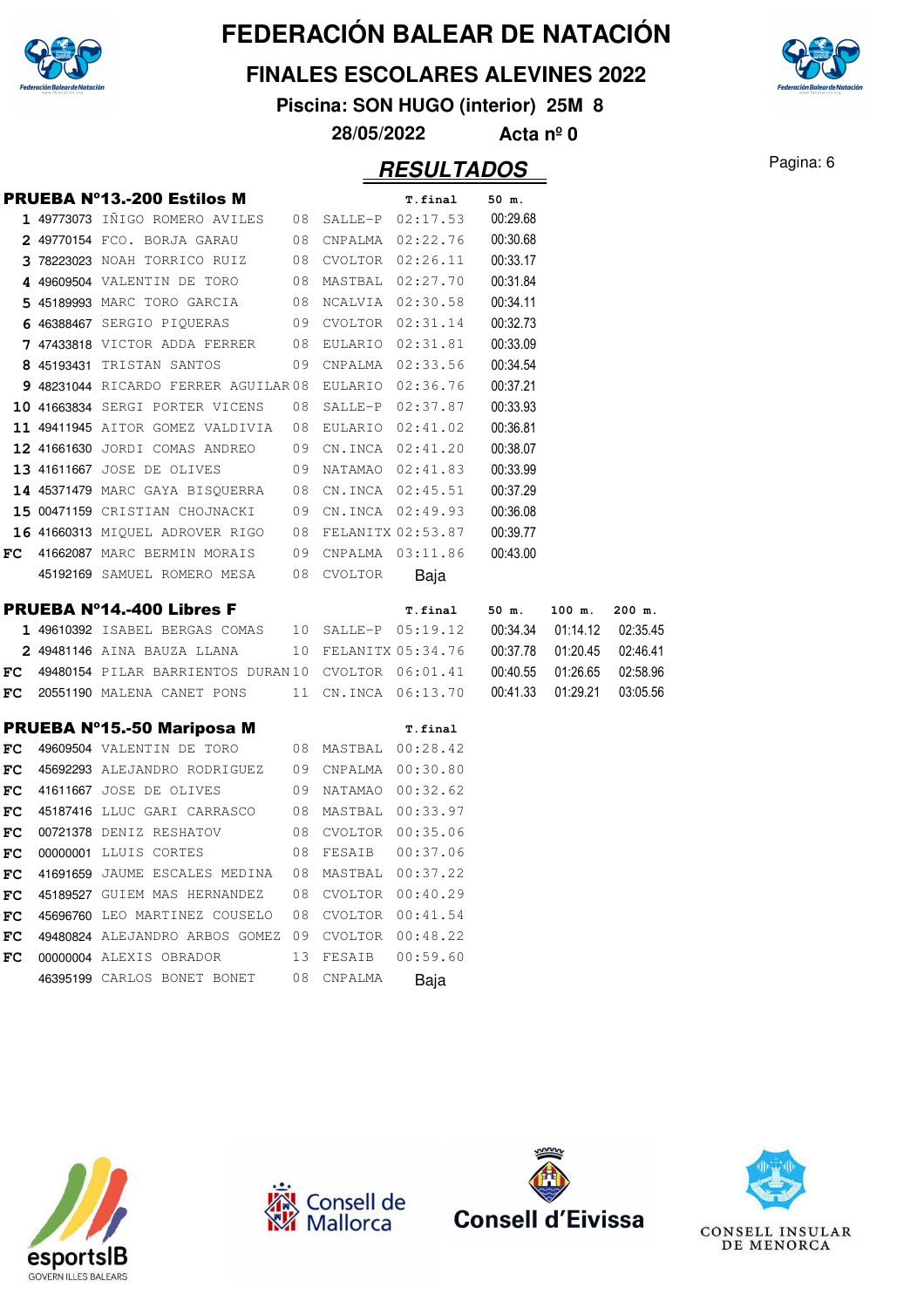# FEDERACIÓN BALEAR DE NATACIÓN

## FINALES ESCOLARES ALEVINES 2022

**Piscina: SON HUGO (interior) 25M 8**

**28/05/2022 Acta nº 0**

## RESULTADOS

### PRUEBA Nº13.-200 Estilos M

| | | | | | T.final | 50 m. |
|---|---|---|---|---|---|---|
| 1 | 49773073 | IÑIGO ROMERO AVILES | 08 | SALLE-P | 02:17.53 | 00:29.68 |
| 2 | 49770154 | FCO. BORJA GARAU | 08 | CNPALMA | 02:22.76 | 00:30.68 |
| 3 | 78223023 | NOAH TORRICO RUIZ | 08 | CVOLTOR | 02:26.11 | 00:33.17 |
| 4 | 49609504 | VALENTIN DE TORO | 08 | MASTBAL | 02:27.70 | 00:31.84 |
| 5 | 45189993 | MARC TORO GARCIA | 08 | NCALVIA | 02:30.58 | 00:34.11 |
| 6 | 46388467 | SERGIO PIQUERAS | 09 | CVOLTOR | 02:31.14 | 00:32.73 |
| 7 | 47433818 | VICTOR ADDA FERRER | 08 | EULARIO | 02:31.81 | 00:33.09 |
| 8 | 45193431 | TRISTAN SANTOS | 09 | CNPALMA | 02:33.56 | 00:34.54 |
| 9 | 48231044 | RICARDO FERRER AGUILAR | 08 | EULARIO | 02:36.76 | 00:37.21 |
| 10 | 41663834 | SERGI PORTER VICENS | 08 | SALLE-P | 02:37.87 | 00:33.93 |
| 11 | 49411945 | AITOR GOMEZ VALDIVIA | 08 | EULARIO | 02:41.02 | 00:36.81 |
| 12 | 41661630 | JORDI COMAS ANDREO | 09 | CN.INCA | 02:41.20 | 00:38.07 |
| 13 | 41611667 | JOSE DE OLIVES | 09 | NATAMAO | 02:41.83 | 00:33.99 |
| 14 | 45371479 | MARC GAYA BISQUERRA | 08 | CN.INCA | 02:45.51 | 00:37.29 |
| 15 | 00471159 | CRISTIAN CHOJNACKI | 09 | CN.INCA | 02:49.93 | 00:36.08 |
| 16 | 41660313 | MIQUEL ADROVER RIGO | 08 | FELANITX | 02:53.87 | 00:39.77 |
| FC | 41662087 | MARC BERMIN MORAIS | 09 | CNPALMA | 03:11.86 | 00:43.00 |
| | 45192169 | SAMUEL ROMERO MESA | 08 | CVOLTOR | Baja | |

### PRUEBA Nº14.-400 Libres F

| | | | | | T.final | 50 m. | 100 m. | 200 m. |
|---|---|---|---|---|---|---|---|---|
| 1 | 49610392 | ISABEL BERGAS COMAS | 10 | SALLE-P | 05:19.12 | 00:34.34 | 01:14.12 | 02:35.45 |
| 2 | 49481146 | AINA BAUZA LLANA | 10 | FELANITX | 05:34.76 | 00:37.78 | 01:20.45 | 02:46.41 |
| FC | 49480154 | PILAR BARRIENTOS DURAN | 10 | CVOLTOR | 06:01.41 | 00:40.55 | 01:26.65 | 02:58.96 |
| FC | 20551190 | MALENA CANET PONS | 11 | CN.INCA | 06:13.70 | 00:41.33 | 01:29.21 | 03:05.56 |

### PRUEBA Nº15.-50 Mariposa M

| | | | | | T.final |
|---|---|---|---|---|---|
| FC | 49609504 | VALENTIN DE TORO | 08 | MASTBAL | 00:28.42 |
| FC | 45692293 | ALEJANDRO RODRIGUEZ | 09 | CNPALMA | 00:30.80 |
| FC | 41611667 | JOSE DE OLIVES | 09 | NATAMAO | 00:32.62 |
| FC | 45187416 | LLUC GARI CARRASCO | 08 | MASTBAL | 00:33.97 |
| FC | 00721378 | DENIZ RESHATOV | 08 | CVOLTOR | 00:35.06 |
| FC | 00000001 | LLUIS CORTES | 08 | FESAIB | 00:37.06 |
| FC | 41691659 | JAUME ESCALES MEDINA | 08 | MASTBAL | 00:37.22 |
| FC | 45189527 | GUIEM MAS HERNANDEZ | 08 | CVOLTOR | 00:40.29 |
| FC | 45696760 | LEO MARTINEZ COUSELO | 08 | CVOLTOR | 00:41.54 |
| FC | 49480824 | ALEJANDRO ARBOS GOMEZ | 09 | CVOLTOR | 00:48.22 |
| FC | 00000004 | ALEXIS OBRADOR | 13 | FESAIB | 00:59.60 |
| | 46395199 | CARLOS BONET BONET | 08 | CNPALMA | Baja |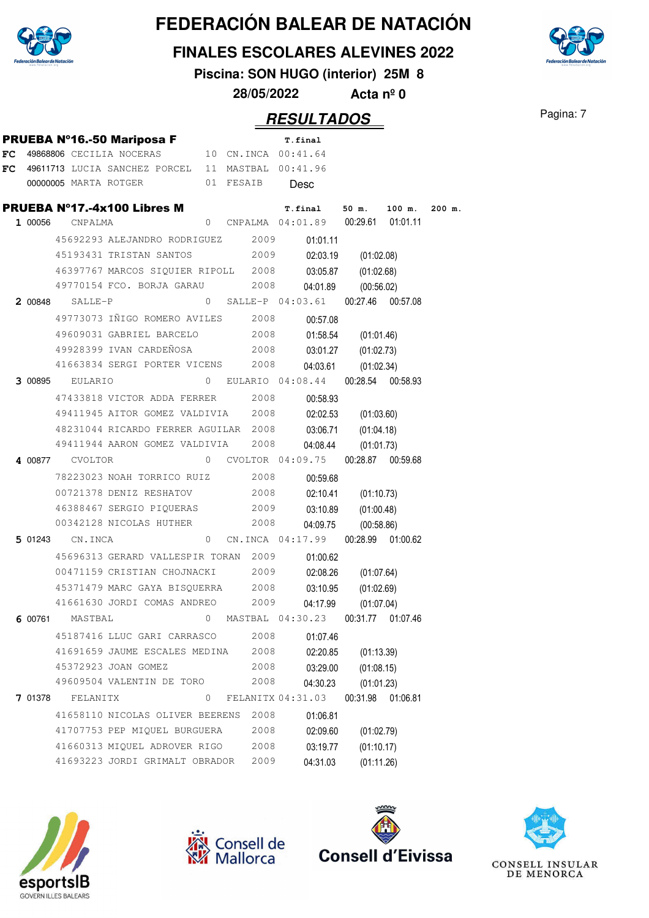# FEDERACIÓN BALEAR DE NATACIÓN

## FINALES ESCOLARES ALEVINES 2022

**Piscina: SON HUGO (interior) 25M 8**

**28/05/2022 Acta nº 0**

## RESULTADOS

### PRUEBA Nº16.-50 Mariposa F

| | Licencia | Nombre | Año | Club | T.final |
|---|---|---|---|---|---|
| FC | 49868806 | CECILIA NOCERAS | 10 | CN.INCA | 00:41.64 |
| FC | 49611713 | LUCIA SANCHEZ PORCEL | 11 | MASTBAL | 00:41.96 |
| | 00000005 | MARTA ROTGER | 01 | FESAIB | Desc |

### PRUEBA Nº17.-4x100 Libres M

| Pos | Código | Equipo / Nadador | Año | Club | T.final | 50 m. | 100 m. | 200 m. |
|---|---|---|---|---|---|---|---|---|
| 1 | 00056 | CNPALMA | 0 | CNPALMA | 04:01.89 | 00:29.61 | 01:01.11 | |
| | 45692293 | ALEJANDRO RODRIGUEZ | 2009 | | 01:01.11 | | | |
| | 45193431 | TRISTAN SANTOS | 2009 | | 02:03.19 | (01:02.08) | | |
| | 46397767 | MARCOS SIQUIER RIPOLL | 2008 | | 03:05.87 | (01:02.68) | | |
| | 49770154 | FCO. BORJA GARAU | 2008 | | 04:01.89 | (00:56.02) | | |
| 2 | 00848 | SALLE-P | 0 | SALLE-P | 04:03.61 | 00:27.46 | 00:57.08 | |
| | 49773073 | IÑIGO ROMERO AVILES | 2008 | | 00:57.08 | | | |
| | 49609031 | GABRIEL BARCELO | 2008 | | 01:58.54 | (01:01.46) | | |
| | 49928399 | IVAN CARDEÑOSA | 2008 | | 03:01.27 | (01:02.73) | | |
| | 41663834 | SERGI PORTER VICENS | 2008 | | 04:03.61 | (01:02.34) | | |
| 3 | 00895 | EULARIO | 0 | EULARIO | 04:08.44 | 00:28.54 | 00:58.93 | |
| | 47433818 | VICTOR ADDA FERRER | 2008 | | 00:58.93 | | | |
| | 49411945 | AITOR GOMEZ VALDIVIA | 2008 | | 02:02.53 | (01:03.60) | | |
| | 48231044 | RICARDO FERRER AGUILAR | 2008 | | 03:06.71 | (01:04.18) | | |
| | 49411944 | AARON GOMEZ VALDIVIA | 2008 | | 04:08.44 | (01:01.73) | | |
| 4 | 00877 | CVOLTOR | 0 | CVOLTOR | 04:09.75 | 00:28.87 | 00:59.68 | |
| | 78223023 | NOAH TORRICO RUIZ | 2008 | | 00:59.68 | | | |
| | 00721378 | DENIZ RESHATOV | 2008 | | 02:10.41 | (01:10.73) | | |
| | 46388467 | SERGIO PIQUERAS | 2009 | | 03:10.89 | (01:00.48) | | |
| | 00342128 | NICOLAS HUTHER | 2008 | | 04:09.75 | (00:58.86) | | |
| 5 | 01243 | CN.INCA | 0 | CN.INCA | 04:17.99 | 00:28.99 | 01:00.62 | |
| | 45696313 | GERARD VALLESPIR TORAN | 2009 | | 01:00.62 | | | |
| | 00471159 | CRISTIAN CHOJNACKI | 2009 | | 02:08.26 | (01:07.64) | | |
| | 45371479 | MARC GAYA BISQUERRA | 2008 | | 03:10.95 | (01:02.69) | | |
| | 41661630 | JORDI COMAS ANDREO | 2009 | | 04:17.99 | (01:07.04) | | |
| 6 | 00761 | MASTBAL | 0 | MASTBAL | 04:30.23 | 00:31.77 | 01:07.46 | |
| | 45187416 | LLUC GARI CARRASCO | 2008 | | 01:07.46 | | | |
| | 41691659 | JAUME ESCALES MEDINA | 2008 | | 02:20.85 | (01:13.39) | | |
| | 45372923 | JOAN GOMEZ | 2008 | | 03:29.00 | (01:08.15) | | |
| | 49609504 | VALENTIN DE TORO | 2008 | | 04:30.23 | (01:01.23) | | |
| 7 | 01378 | FELANITX | 0 | FELANITX | 04:31.03 | 00:31.98 | 01:06.81 | |
| | 41658110 | NICOLAS OLIVER BEERENS | 2008 | | 01:06.81 | | | |
| | 41707753 | PEP MIQUEL BURGUERA | 2008 | | 02:09.60 | (01:02.79) | | |
| | 41660313 | MIQUEL ADROVER RIGO | 2008 | | 03:19.77 | (01:10.17) | | |
| | 41693223 | JORDI GRIMALT OBRADOR | 2009 | | 04:31.03 | (01:11.26) | | |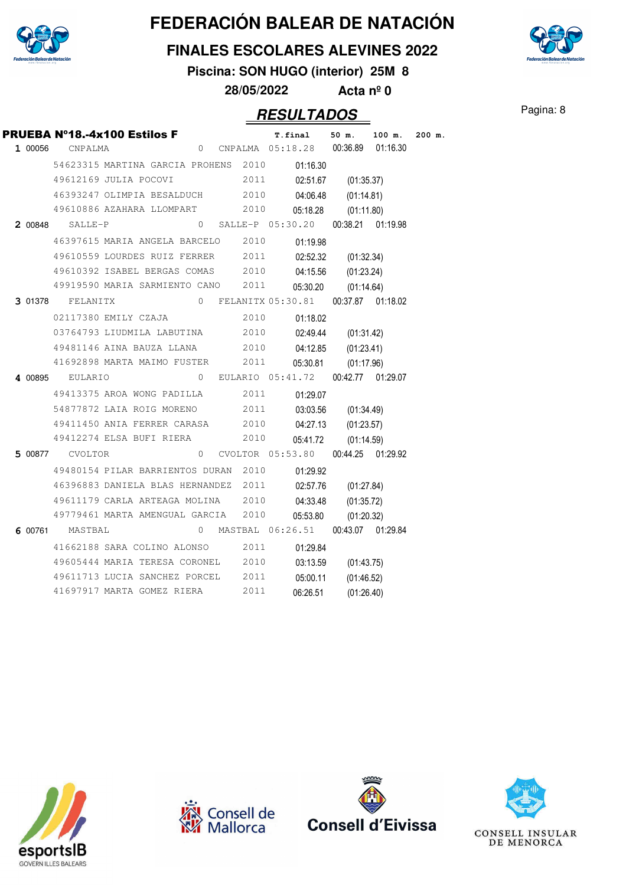# FEDERACIÓN BALEAR DE NATACIÓN

## FINALES ESCOLARES ALEVINES 2022

**Piscina: SON HUGO (interior) 25M 8**

**28/05/2022 Acta nº 0**

## RESULTADOS

### PRUEBA Nº18.-4x100 Estilos F

| Pos. | Licencia | Nombre | Año | | Club | T.final | 50 m. | 100 m. | 200 m. |
|---|---|---|---|---|---|---|---|---|---|
| 1 | 00056 | CNPALMA | | 0 | CNPALMA | 05:18.28 | 00:36.89 | 01:16.30 | |
| | 54623315 | MARTINA GARCIA PROHENS | 2010 | | | 01:16.30 | | | |
| | 49612169 | JULIA POCOVI | 2011 | | | 02:51.67 | (01:35.37) | | |
| | 46393247 | OLIMPIA BESALDUCH | 2010 | | | 04:06.48 | (01:14.81) | | |
| | 49610886 | AZAHARA LLOMPART | 2010 | | | 05:18.28 | (01:11.80) | | |
| 2 | 00848 | SALLE-P | | 0 | SALLE-P | 05:30.20 | 00:38.21 | 01:19.98 | |
| | 46397615 | MARIA ANGELA BARCELO | 2010 | | | 01:19.98 | | | |
| | 49610559 | LOURDES RUIZ FERRER | 2011 | | | 02:52.32 | (01:32.34) | | |
| | 49610392 | ISABEL BERGAS COMAS | 2010 | | | 04:15.56 | (01:23.24) | | |
| | 49919590 | MARIA SARMIENTO CANO | 2011 | | | 05:30.20 | (01:14.64) | | |
| 3 | 01378 | FELANITX | | 0 | FELANITX | 05:30.81 | 00:37.87 | 01:18.02 | |
| | 02117380 | EMILY CZAJA | 2010 | | | 01:18.02 | | | |
| | 03764793 | LIUDMILA LABUTINA | 2010 | | | 02:49.44 | (01:31.42) | | |
| | 49481146 | AINA BAUZA LLANA | 2010 | | | 04:12.85 | (01:23.41) | | |
| | 41692898 | MARTA MAIMO FUSTER | 2011 | | | 05:30.81 | (01:17.96) | | |
| 4 | 00895 | EULARIO | | 0 | EULARIO | 05:41.72 | 00:42.77 | 01:29.07 | |
| | 49413375 | AROA WONG PADILLA | 2011 | | | 01:29.07 | | | |
| | 54877872 | LAIA ROIG MORENO | 2011 | | | 03:03.56 | (01:34.49) | | |
| | 49411450 | ANIA FERRER CARASA | 2010 | | | 04:27.13 | (01:23.57) | | |
| | 49412274 | ELSA BUFI RIERA | 2010 | | | 05:41.72 | (01:14.59) | | |
| 5 | 00877 | CVOLTOR | | 0 | CVOLTOR | 05:53.80 | 00:44.25 | 01:29.92 | |
| | 49480154 | PILAR BARRIENTOS DURAN | 2010 | | | 01:29.92 | | | |
| | 46396883 | DANIELA BLAS HERNANDEZ | 2011 | | | 02:57.76 | (01:27.84) | | |
| | 49611179 | CARLA ARTEAGA MOLINA | 2010 | | | 04:33.48 | (01:35.72) | | |
| | 49779461 | MARTA AMENGUAL GARCIA | 2010 | | | 05:53.80 | (01:20.32) | | |
| 6 | 00761 | MASTBAL | | 0 | MASTBAL | 06:26.51 | 00:43.07 | 01:29.84 | |
| | 41662188 | SARA COLINO ALONSO | 2011 | | | 01:29.84 | | | |
| | 49605444 | MARIA TERESA CORONEL | 2010 | | | 03:13.59 | (01:43.75) | | |
| | 49611713 | LUCIA SANCHEZ PORCEL | 2011 | | | 05:00.11 | (01:46.52) | | |
| | 41697917 | MARTA GOMEZ RIERA | 2011 | | | 06:26.51 | (01:26.40) | | |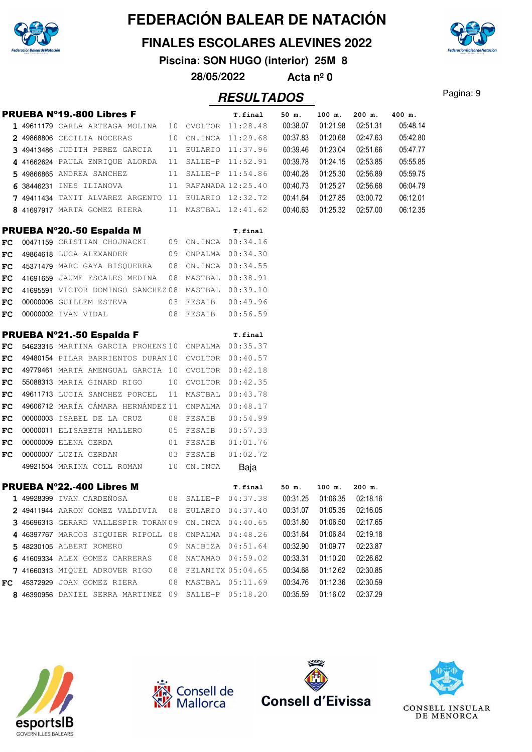# FEDERACIÓN BALEAR DE NATACIÓN

## FINALES ESCOLARES ALEVINES 2022

**Piscina: SON HUGO (interior) 25M 8**

**28/05/2022 Acta nº 0**

## RESULTADOS

### PRUEBA Nº19.-800 Libres F

| | | | | | T.final | 50 m. | 100 m. | 200 m. | 400 m. |
|---|---|---|---|---|---|---|---|---|---|
| 1 | 49611179 | CARLA ARTEAGA MOLINA | 10 | CVOLTOR | 11:28.48 | 00:38.07 | 01:21.98 | 02:51.31 | 05:48.14 |
| 2 | 49868806 | CECILIA NOCERAS | 10 | CN.INCA | 11:29.68 | 00:37.83 | 01:20.68 | 02:47.63 | 05:42.80 |
| 3 | 49413486 | JUDITH PEREZ GARCIA | 11 | EULARIO | 11:37.96 | 00:39.46 | 01:23.04 | 02:51.66 | 05:47.77 |
| 4 | 41662624 | PAULA ENRIQUE ALORDA | 11 | SALLE-P | 11:52.91 | 00:39.78 | 01:24.15 | 02:53.85 | 05:55.85 |
| 5 | 49866865 | ANDREA SANCHEZ | 11 | SALLE-P | 11:54.86 | 00:40.28 | 01:25.30 | 02:56.89 | 05:59.75 |
| 6 | 38446231 | INES ILIANOVA | 11 | RAFANADA | 12:25.40 | 00:40.73 | 01:25.27 | 02:56.68 | 06:04.79 |
| 7 | 49411434 | TANIT ALVAREZ ARGENTO | 11 | EULARIO | 12:32.72 | 00:41.64 | 01:27.85 | 03:00.72 | 06:12.01 |
| 8 | 41697917 | MARTA GOMEZ RIERA | 11 | MASTBAL | 12:41.62 | 00:40.63 | 01:25.32 | 02:57.00 | 06:12.35 |

### PRUEBA Nº20.-50 Espalda M

| | | | | | T.final |
|---|---|---|---|---|---|
| FC | 00471159 | CRISTIAN CHOJNACKI | 09 | CN.INCA | 00:34.16 |
| FC | 49864618 | LUCA ALEXANDER | 09 | CNPALMA | 00:34.30 |
| FC | 45371479 | MARC GAYA BISQUERRA | 08 | CN.INCA | 00:34.55 |
| FC | 41691659 | JAUME ESCALES MEDINA | 08 | MASTBAL | 00:38.91 |
| FC | 41695591 | VICTOR DOMINGO SANCHEZ | 08 | MASTBAL | 00:39.10 |
| FC | 00000006 | GUILLEM ESTEVA | 03 | FESAIB | 00:49.96 |
| FC | 00000002 | IVAN VIDAL | 08 | FESAIB | 00:56.59 |

### PRUEBA Nº21.-50 Espalda F

| | | | | | T.final |
|---|---|---|---|---|---|
| FC | 54623315 | MARTINA GARCIA PROHENS | 10 | CNPALMA | 00:35.37 |
| FC | 49480154 | PILAR BARRIENTOS DURAN | 10 | CVOLTOR | 00:40.57 |
| FC | 49779461 | MARTA AMENGUAL GARCIA | 10 | CVOLTOR | 00:42.18 |
| FC | 55088313 | MARIA GINARD RIGO | 10 | CVOLTOR | 00:42.35 |
| FC | 49611713 | LUCIA SANCHEZ PORCEL | 11 | MASTBAL | 00:43.78 |
| FC | 49606712 | MARÍA CÁMARA HERNÁNDEZ | 11 | CNPALMA | 00:48.17 |
| FC | 00000003 | ISABEL DE LA CRUZ | 08 | FESAIB | 00:54.99 |
| FC | 00000011 | ELISABETH MALLERO | 05 | FESAIB | 00:57.33 |
| FC | 00000009 | ELENA CERDA | 01 | FESAIB | 01:01.76 |
| FC | 00000007 | LUZIA CERDAN | 03 | FESAIB | 01:02.72 |
| | 49921504 | MARINA COLL ROMAN | 10 | CN.INCA | Baja |

### PRUEBA Nº22.-400 Libres M

| | | | | | T.final | 50 m. | 100 m. | 200 m. |
|---|---|---|---|---|---|---|---|---|
| 1 | 49928399 | IVAN CARDEÑOSA | 08 | SALLE-P | 04:37.38 | 00:31.25 | 01:06.35 | 02:18.16 |
| 2 | 49411944 | AARON GOMEZ VALDIVIA | 08 | EULARIO | 04:37.40 | 00:31.07 | 01:05.35 | 02:16.05 |
| 3 | 45696313 | GERARD VALLESPIR TORAN | 09 | CN.INCA | 04:40.65 | 00:31.80 | 01:06.50 | 02:17.65 |
| 4 | 46397767 | MARCOS SIQUIER RIPOLL | 08 | CNPALMA | 04:48.26 | 00:31.64 | 01:06.84 | 02:19.18 |
| 5 | 48230105 | ALBERT ROMERO | 09 | NAIBIZA | 04:51.64 | 00:32.90 | 01:09.77 | 02:23.87 |
| 6 | 41609334 | ALEX GOMEZ CARRERAS | 08 | NATAMAO | 04:59.02 | 00:33.31 | 01:10.20 | 02:26.62 |
| 7 | 41660313 | MIQUEL ADROVER RIGO | 08 | FELANITX | 05:04.65 | 00:34.68 | 01:12.62 | 02:30.85 |
| FC | 45372929 | JOAN GOMEZ RIERA | 08 | MASTBAL | 05:11.69 | 00:34.76 | 01:12.36 | 02:30.59 |
| 8 | 46390956 | DANIEL SERRA MARTINEZ | 09 | SALLE-P | 05:18.20 | 00:35.59 | 01:16.02 | 02:37.29 |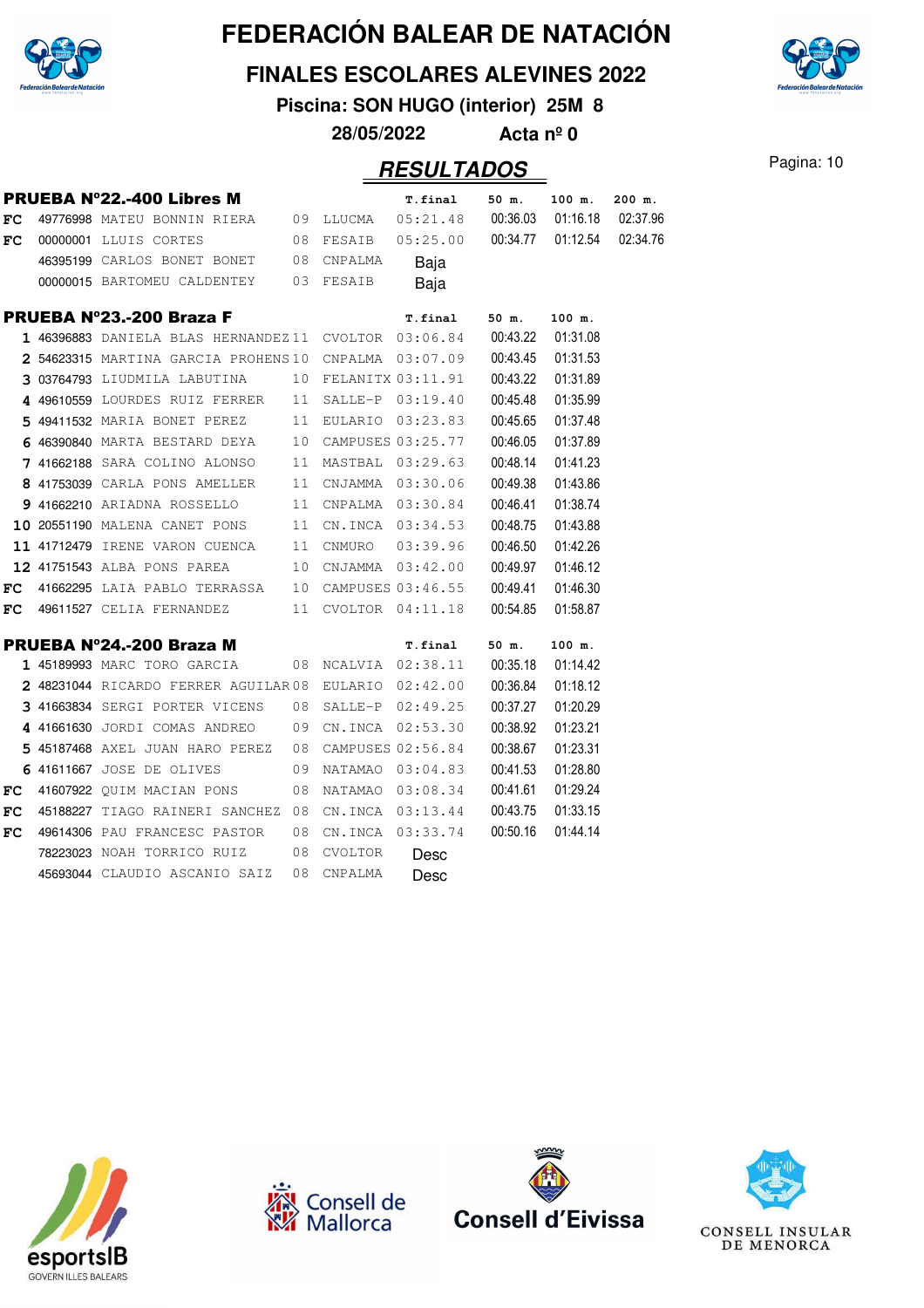# FEDERACIÓN BALEAR DE NATACIÓN

## FINALES ESCOLARES ALEVINES 2022

**Piscina: SON HUGO (interior) 25M 8**

**28/05/2022 Acta nº 0**

## RESULTADOS

### PRUEBA Nº22.-400 Libres M

| | | | | | T.final | 50 m. | 100 m. | 200 m. |
|---|---|---|---|---|---|---|---|---|
| FC | 49776998 | MATEU BONNIN RIERA | 09 | LLUCMA | 05:21.48 | 00:36.03 | 01:16.18 | 02:37.96 |
| FC | 00000001 | LLUIS CORTES | 08 | FESAIB | 05:25.00 | 00:34.77 | 01:12.54 | 02:34.76 |
| | 46395199 | CARLOS BONET BONET | 08 | CNPALMA | Baja | | | |
| | 00000015 | BARTOMEU CALDENTEY | 03 | FESAIB | Baja | | | |

### PRUEBA Nº23.-200 Braza F

| | | | | | T.final | 50 m. | 100 m. |
|---|---|---|---|---|---|---|---|
| 1 | 46396883 | DANIELA BLAS HERNANDEZ | 11 | CVOLTOR | 03:06.84 | 00:43.22 | 01:31.08 |
| 2 | 54623315 | MARTINA GARCIA PROHENS | 10 | CNPALMA | 03:07.09 | 00:43.45 | 01:31.53 |
| 3 | 03764793 | LIUDMILA LABUTINA | 10 | FELANITX | 03:11.91 | 00:43.22 | 01:31.89 |
| 4 | 49610559 | LOURDES RUIZ FERRER | 11 | SALLE-P | 03:19.40 | 00:45.48 | 01:35.99 |
| 5 | 49411532 | MARIA BONET PEREZ | 11 | EULARIO | 03:23.83 | 00:45.65 | 01:37.48 |
| 6 | 46390840 | MARTA BESTARD DEYA | 10 | CAMPUSES | 03:25.77 | 00:46.05 | 01:37.89 |
| 7 | 41662188 | SARA COLINO ALONSO | 11 | MASTBAL | 03:29.63 | 00:48.14 | 01:41.23 |
| 8 | 41753039 | CARLA PONS AMELLER | 11 | CNJAMMA | 03:30.06 | 00:49.38 | 01:43.86 |
| 9 | 41662210 | ARIADNA ROSSELLO | 11 | CNPALMA | 03:30.84 | 00:46.41 | 01:38.74 |
| 10 | 20551190 | MALENA CANET PONS | 11 | CN.INCA | 03:34.53 | 00:48.75 | 01:43.88 |
| 11 | 41712479 | IRENE VARON CUENCA | 11 | CNMURO | 03:39.96 | 00:46.50 | 01:42.26 |
| 12 | 41751543 | ALBA PONS PAREA | 10 | CNJAMMA | 03:42.00 | 00:49.97 | 01:46.12 |
| FC | 41662295 | LAIA PABLO TERRASSA | 10 | CAMPUSES | 03:46.55 | 00:49.41 | 01:46.30 |
| FC | 49611527 | CELIA FERNANDEZ | 11 | CVOLTOR | 04:11.18 | 00:54.85 | 01:58.87 |

### PRUEBA Nº24.-200 Braza M

| | | | | | T.final | 50 m. | 100 m. |
|---|---|---|---|---|---|---|---|
| 1 | 45189993 | MARC TORO GARCIA | 08 | NCALVIA | 02:38.11 | 00:35.18 | 01:14.42 |
| 2 | 48231044 | RICARDO FERRER AGUILAR | 08 | EULARIO | 02:42.00 | 00:36.84 | 01:18.12 |
| 3 | 41663834 | SERGI PORTER VICENS | 08 | SALLE-P | 02:49.25 | 00:37.27 | 01:20.29 |
| 4 | 41661630 | JORDI COMAS ANDREO | 09 | CN.INCA | 02:53.30 | 00:38.92 | 01:23.21 |
| 5 | 45187468 | AXEL JUAN HARO PEREZ | 08 | CAMPUSES | 02:56.84 | 00:38.67 | 01:23.31 |
| 6 | 41611667 | JOSE DE OLIVES | 09 | NATAMAO | 03:04.83 | 00:41.53 | 01:28.80 |
| FC | 41607922 | QUIM MACIAN PONS | 08 | NATAMAO | 03:08.34 | 00:41.61 | 01:29.24 |
| FC | 45188227 | TIAGO RAINERI SANCHEZ | 08 | CN.INCA | 03:13.44 | 00:43.75 | 01:33.15 |
| FC | 49614306 | PAU FRANCESC PASTOR | 08 | CN.INCA | 03:33.74 | 00:50.16 | 01:44.14 |
| | 78223023 | NOAH TORRICO RUIZ | 08 | CVOLTOR | Desc | | |
| | 45693044 | CLAUDIO ASCANIO SAIZ | 08 | CNPALMA | Desc | | |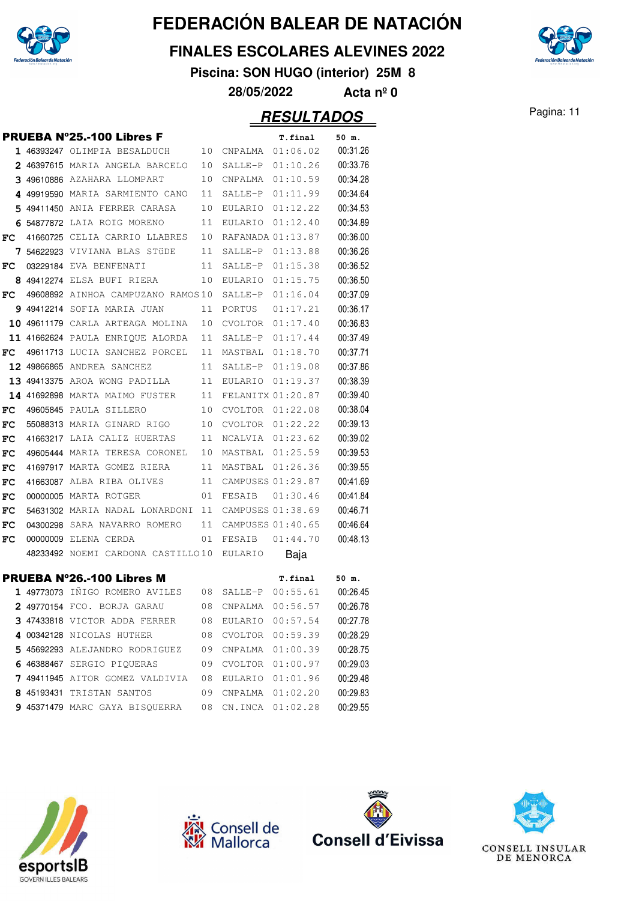# FEDERACIÓN BALEAR DE NATACIÓN

## FINALES ESCOLARES ALEVINES 2022

**Piscina: SON HUGO (interior) 25M 8**

**28/05/2022 Acta nº 0**

## RESULTADOS

### PRUEBA Nº25.-100 Libres F

| Pos | Licencia | Nombre | Año | Club | T.final | 50 m. |
|---|---|---|---|---|---|---|
| 1 | 46393247 | OLIMPIA BESALDUCH | 10 | CNPALMA | 01:06.02 | 00:31.26 |
| 2 | 46397615 | MARIA ANGELA BARCELO | 10 | SALLE-P | 01:10.26 | 00:33.76 |
| 3 | 49610886 | AZAHARA LLOMPART | 10 | CNPALMA | 01:10.59 | 00:34.28 |
| 4 | 49919590 | MARIA SARMIENTO CANO | 11 | SALLE-P | 01:11.99 | 00:34.64 |
| 5 | 49411450 | ANIA FERRER CARASA | 10 | EULARIO | 01:12.22 | 00:34.53 |
| 6 | 54877872 | LAIA ROIG MORENO | 11 | EULARIO | 01:12.40 | 00:34.89 |
| FC | 41660725 | CELIA CARRIO LLABRES | 10 | RAFANADA | 01:13.87 | 00:36.00 |
| 7 | 54622923 | VIVIANA BLAS STÜDE | 11 | SALLE-P | 01:13.88 | 00:36.26 |
| FC | 03229184 | EVA BENFENATI | 11 | SALLE-P | 01:15.38 | 00:36.52 |
| 8 | 49412274 | ELSA BUFI RIERA | 10 | EULARIO | 01:15.75 | 00:36.50 |
| FC | 49608892 | AINHOA CAMPUZANO RAMOS | 10 | SALLE-P | 01:16.04 | 00:37.09 |
| 9 | 49412214 | SOFIA MARIA JUAN | 11 | PORTUS | 01:17.21 | 00:36.17 |
| 10 | 49611179 | CARLA ARTEAGA MOLINA | 10 | CVOLTOR | 01:17.40 | 00:36.83 |
| 11 | 41662624 | PAULA ENRIQUE ALORDA | 11 | SALLE-P | 01:17.44 | 00:37.49 |
| FC | 49611713 | LUCIA SANCHEZ PORCEL | 11 | MASTBAL | 01:18.70 | 00:37.71 |
| 12 | 49866865 | ANDREA SANCHEZ | 11 | SALLE-P | 01:19.08 | 00:37.86 |
| 13 | 49413375 | AROA WONG PADILLA | 11 | EULARIO | 01:19.37 | 00:38.39 |
| 14 | 41692898 | MARTA MAIMO FUSTER | 11 | FELANITX | 01:20.87 | 00:39.40 |
| FC | 49605845 | PAULA SILLERO | 10 | CVOLTOR | 01:22.08 | 00:38.04 |
| FC | 55088313 | MARIA GINARD RIGO | 10 | CVOLTOR | 01:22.22 | 00:39.13 |
| FC | 41663217 | LAIA CALIZ HUERTAS | 11 | NCALVIA | 01:23.62 | 00:39.02 |
| FC | 49605444 | MARIA TERESA CORONEL | 10 | MASTBAL | 01:25.59 | 00:39.53 |
| FC | 41697917 | MARTA GOMEZ RIERA | 11 | MASTBAL | 01:26.36 | 00:39.55 |
| FC | 41663087 | ALBA RIBA OLIVES | 11 | CAMPUSES | 01:29.87 | 00:41.69 |
| FC | 00000005 | MARTA ROTGER | 01 | FESAIB | 01:30.46 | 00:41.84 |
| FC | 54631302 | MARIA NADAL LONARDONI | 11 | CAMPUSES | 01:38.69 | 00:46.71 |
| FC | 04300298 | SARA NAVARRO ROMERO | 11 | CAMPUSES | 01:40.65 | 00:46.64 |
| FC | 00000009 | ELENA CERDA | 01 | FESAIB | 01:44.70 | 00:48.13 |
| | 48233492 | NOEMI CARDONA CASTILLO | 10 | EULARIO | Baja | |

### PRUEBA Nº26.-100 Libres M

| Pos | Licencia | Nombre | Año | Club | T.final | 50 m. |
|---|---|---|---|---|---|---|
| 1 | 49773073 | IÑIGO ROMERO AVILES | 08 | SALLE-P | 00:55.61 | 00:26.45 |
| 2 | 49770154 | FCO. BORJA GARAU | 08 | CNPALMA | 00:56.57 | 00:26.78 |
| 3 | 47433818 | VICTOR ADDA FERRER | 08 | EULARIO | 00:57.54 | 00:27.78 |
| 4 | 00342128 | NICOLAS HUTHER | 08 | CVOLTOR | 00:59.39 | 00:28.29 |
| 5 | 45692293 | ALEJANDRO RODRIGUEZ | 09 | CNPALMA | 01:00.39 | 00:28.75 |
| 6 | 46388467 | SERGIO PIQUERAS | 09 | CVOLTOR | 01:00.97 | 00:29.03 |
| 7 | 49411945 | AITOR GOMEZ VALDIVIA | 08 | EULARIO | 01:01.96 | 00:29.48 |
| 8 | 45193431 | TRISTAN SANTOS | 09 | CNPALMA | 01:02.20 | 00:29.83 |
| 9 | 45371479 | MARC GAYA BISQUERRA | 08 | CN.INCA | 01:02.28 | 00:29.55 |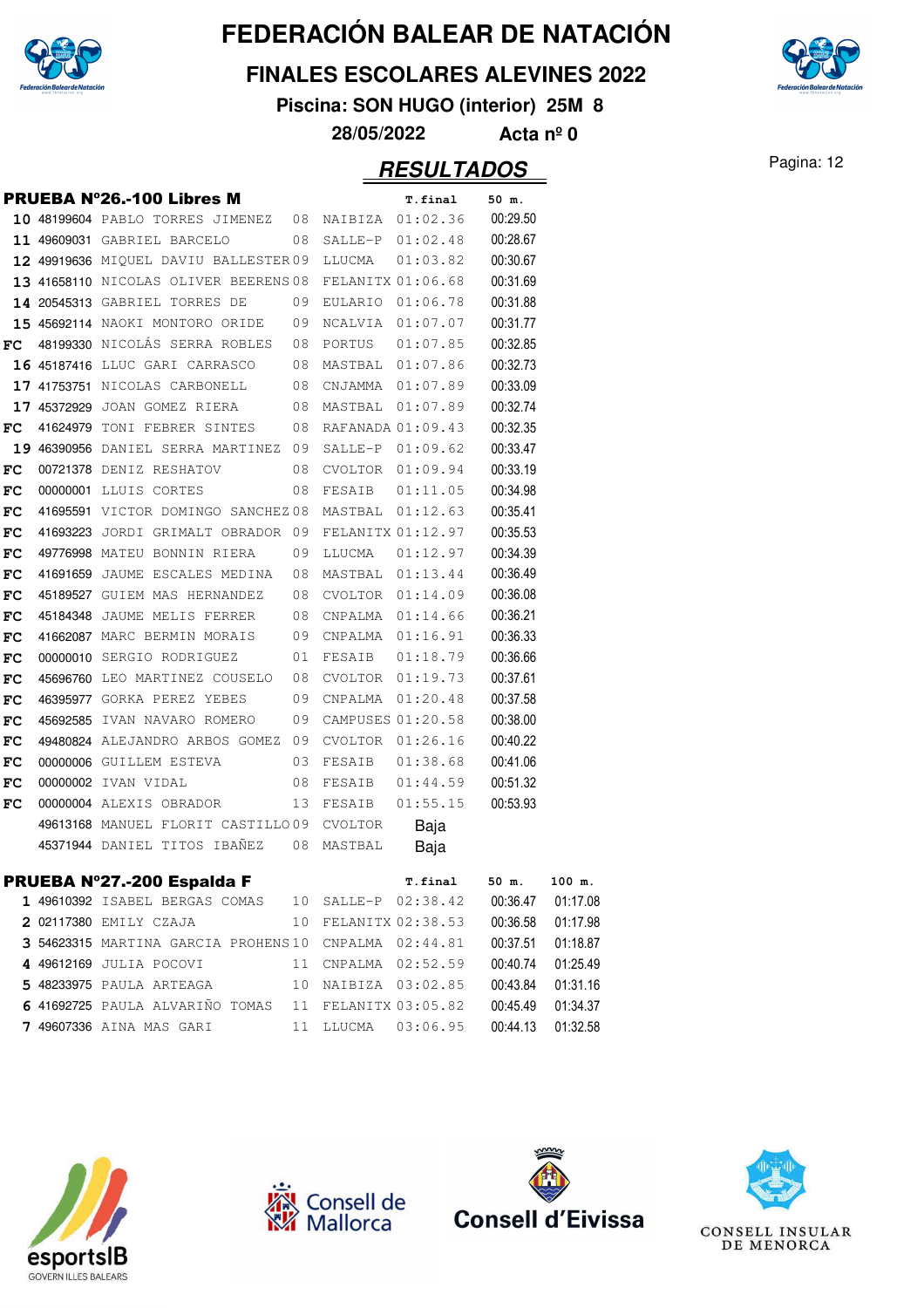# FEDERACIÓN BALEAR DE NATACIÓN

## FINALES ESCOLARES ALEVINES 2022

**Piscina: SON HUGO (interior) 25M 8**

**28/05/2022 Acta nº 0**

## RESULTADOS

### PRUEBA Nº26.-100 Libres M

| Pos. | Licencia | Nombre | Año | Club | T.final | 50 m. |
|---|---|---|---|---|---|---|
| 10 | 48199604 | PABLO TORRES JIMENEZ | 08 | NAIBIZA | 01:02.36 | 00:29.50 |
| 11 | 49609031 | GABRIEL BARCELO | 08 | SALLE-P | 01:02.48 | 00:28.67 |
| 12 | 49919636 | MIQUEL DAVIU BALLESTER | 09 | LLUCMA | 01:03.82 | 00:30.67 |
| 13 | 41658110 | NICOLAS OLIVER BEERENS | 08 | FELANITX | 01:06.68 | 00:31.69 |
| 14 | 20545313 | GABRIEL TORRES DE | 09 | EULARIO | 01:06.78 | 00:31.88 |
| 15 | 45692114 | NAOKI MONTORO ORIDE | 09 | NCALVIA | 01:07.07 | 00:31.77 |
| FC | 48199330 | NICOLÁS SERRA ROBLES | 08 | PORTUS | 01:07.85 | 00:32.85 |
| 16 | 45187416 | LLUC GARI CARRASCO | 08 | MASTBAL | 01:07.86 | 00:32.73 |
| 17 | 41753751 | NICOLAS CARBONELL | 08 | CNJAMMA | 01:07.89 | 00:33.09 |
| 17 | 45372929 | JOAN GOMEZ RIERA | 08 | MASTBAL | 01:07.89 | 00:32.74 |
| FC | 41624979 | TONI FEBRER SINTES | 08 | RAFANADA | 01:09.43 | 00:32.35 |
| 19 | 46390956 | DANIEL SERRA MARTINEZ | 09 | SALLE-P | 01:09.62 | 00:33.47 |
| FC | 00721378 | DENIZ RESHATOV | 08 | CVOLTOR | 01:09.94 | 00:33.19 |
| FC | 00000001 | LLUIS CORTES | 08 | FESAIB | 01:11.05 | 00:34.98 |
| FC | 41695591 | VICTOR DOMINGO SANCHEZ | 08 | MASTBAL | 01:12.63 | 00:35.41 |
| FC | 41693223 | JORDI GRIMALT OBRADOR | 09 | FELANITX | 01:12.97 | 00:35.53 |
| FC | 49776998 | MATEU BONNIN RIERA | 09 | LLUCMA | 01:12.97 | 00:34.39 |
| FC | 41691659 | JAUME ESCALES MEDINA | 08 | MASTBAL | 01:13.44 | 00:36.49 |
| FC | 45189527 | GUIEM MAS HERNANDEZ | 08 | CVOLTOR | 01:14.09 | 00:36.08 |
| FC | 45184348 | JAUME MELIS FERRER | 08 | CNPALMA | 01:14.66 | 00:36.21 |
| FC | 41662087 | MARC BERMIN MORAIS | 09 | CNPALMA | 01:16.91 | 00:36.33 |
| FC | 00000010 | SERGIO RODRIGUEZ | 01 | FESAIB | 01:18.79 | 00:36.66 |
| FC | 45696760 | LEO MARTINEZ COUSELO | 08 | CVOLTOR | 01:19.73 | 00:37.61 |
| FC | 46395977 | GORKA PEREZ YEBES | 09 | CNPALMA | 01:20.48 | 00:37.58 |
| FC | 45692585 | IVAN NAVARO ROMERO | 09 | CAMPUSES | 01:20.58 | 00:38.00 |
| FC | 49480824 | ALEJANDRO ARBOS GOMEZ | 09 | CVOLTOR | 01:26.16 | 00:40.22 |
| FC | 00000006 | GUILLEM ESTEVA | 03 | FESAIB | 01:38.68 | 00:41.06 |
| FC | 00000002 | IVAN VIDAL | 08 | FESAIB | 01:44.59 | 00:51.32 |
| FC | 00000004 | ALEXIS OBRADOR | 13 | FESAIB | 01:55.15 | 00:53.93 |
| | 49613168 | MANUEL FLORIT CASTILLO | 09 | CVOLTOR | Baja | |
| | 45371944 | DANIEL TITOS IBAÑEZ | 08 | MASTBAL | Baja | |

### PRUEBA Nº27.-200 Espalda F

| Pos. | Licencia | Nombre | Año | Club | T.final | 50 m. | 100 m. |
|---|---|---|---|---|---|---|---|
| 1 | 49610392 | ISABEL BERGAS COMAS | 10 | SALLE-P | 02:38.42 | 00:36.47 | 01:17.08 |
| 2 | 02117380 | EMILY CZAJA | 10 | FELANITX | 02:38.53 | 00:36.58 | 01:17.98 |
| 3 | 54623315 | MARTINA GARCIA PROHENS | 10 | CNPALMA | 02:44.81 | 00:37.51 | 01:18.87 |
| 4 | 49612169 | JULIA POCOVI | 11 | CNPALMA | 02:52.59 | 00:40.74 | 01:25.49 |
| 5 | 48233975 | PAULA ARTEAGA | 10 | NAIBIZA | 03:02.85 | 00:43.84 | 01:31.16 |
| 6 | 41692725 | PAULA ALVARIÑO TOMAS | 11 | FELANITX | 03:05.82 | 00:45.49 | 01:34.37 |
| 7 | 49607336 | AINA MAS GARI | 11 | LLUCMA | 03:06.95 | 00:44.13 | 01:32.58 |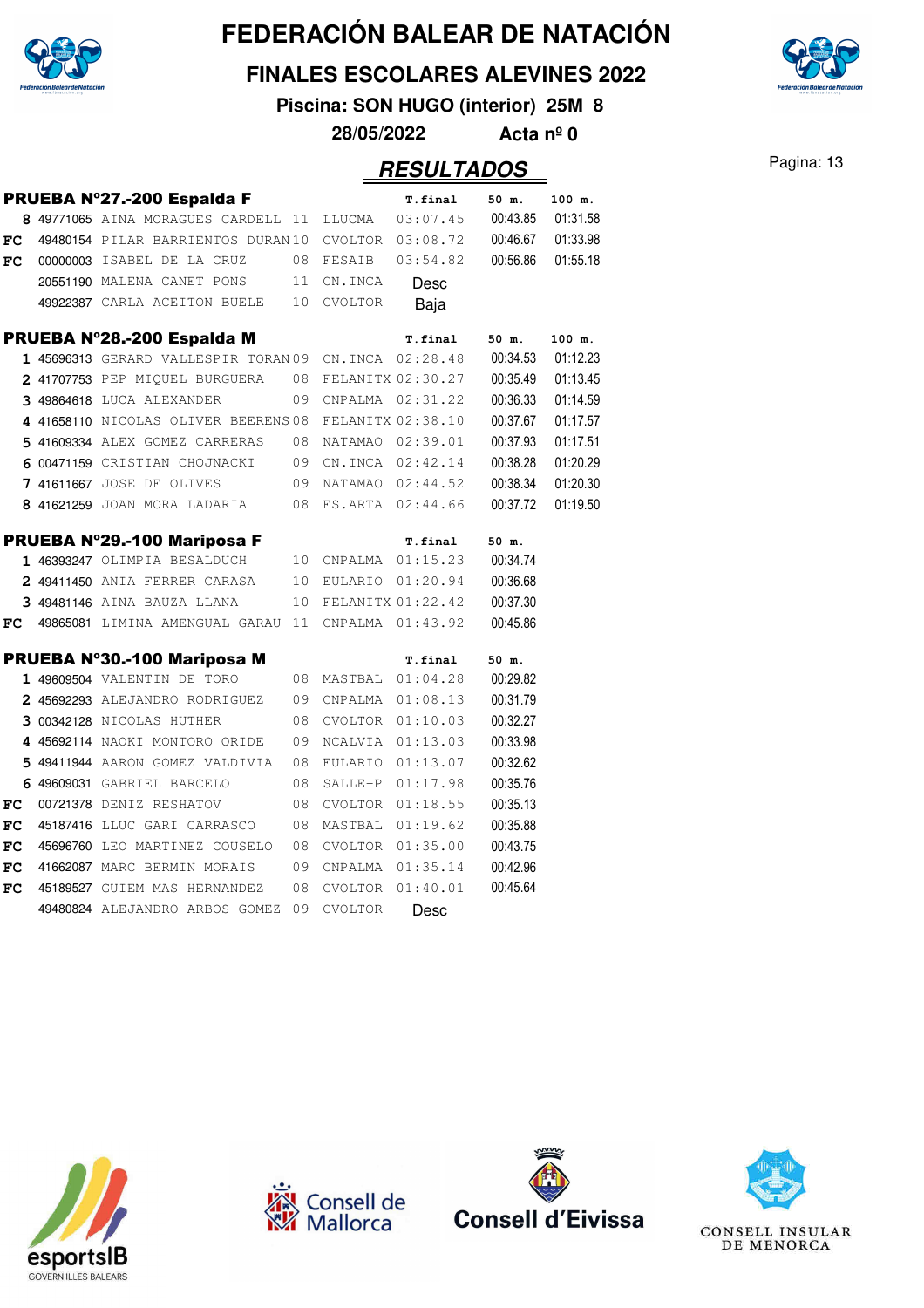# FEDERACIÓN BALEAR DE NATACIÓN

## FINALES ESCOLARES ALEVINES 2022

**Piscina: SON HUGO (interior) 25M 8**

**28/05/2022 Acta nº 0**

## RESULTADOS

### PRUEBA Nº27.-200 Espalda F

| Pos | Licencia | Nombre | Año | Club | T.final | 50 m. | 100 m. |
|---|---|---|---|---|---|---|---|
| 8 | 49771065 | AINA MORAGUES CARDELL | 11 | LLUCMA | 03:07.45 | 00:43.85 | 01:31.58 |
| FC | 49480154 | PILAR BARRIENTOS DURAN | 10 | CVOLTOR | 03:08.72 | 00:46.67 | 01:33.98 |
| FC | 00000003 | ISABEL DE LA CRUZ | 08 | FESAIB | 03:54.82 | 00:56.86 | 01:55.18 |
| | 20551190 | MALENA CANET PONS | 11 | CN.INCA | Desc | | |
| | 49922387 | CARLA ACEITON BUELE | 10 | CVOLTOR | Baja | | |

### PRUEBA Nº28.-200 Espalda M

| Pos | Licencia | Nombre | Año | Club | T.final | 50 m. | 100 m. |
|---|---|---|---|---|---|---|---|
| 1 | 45696313 | GERARD VALLESPIR TORAN | 09 | CN.INCA | 02:28.48 | 00:34.53 | 01:12.23 |
| 2 | 41707753 | PEP MIQUEL BURGUERA | 08 | FELANITX | 02:30.27 | 00:35.49 | 01:13.45 |
| 3 | 49864618 | LUCA ALEXANDER | 09 | CNPALMA | 02:31.22 | 00:36.33 | 01:14.59 |
| 4 | 41658110 | NICOLAS OLIVER BEERENS | 08 | FELANITX | 02:38.10 | 00:37.67 | 01:17.57 |
| 5 | 41609334 | ALEX GOMEZ CARRERAS | 08 | NATAMAO | 02:39.01 | 00:37.93 | 01:17.51 |
| 6 | 00471159 | CRISTIAN CHOJNACKI | 09 | CN.INCA | 02:42.14 | 00:38.28 | 01:20.29 |
| 7 | 41611667 | JOSE DE OLIVES | 09 | NATAMAO | 02:44.52 | 00:38.34 | 01:20.30 |
| 8 | 41621259 | JOAN MORA LADARIA | 08 | ES.ARTA | 02:44.66 | 00:37.72 | 01:19.50 |

### PRUEBA Nº29.-100 Mariposa F

| Pos | Licencia | Nombre | Año | Club | T.final | 50 m. |
|---|---|---|---|---|---|---|
| 1 | 46393247 | OLIMPIA BESALDUCH | 10 | CNPALMA | 01:15.23 | 00:34.74 |
| 2 | 49411450 | ANIA FERRER CARASA | 10 | EULARIO | 01:20.94 | 00:36.68 |
| 3 | 49481146 | AINA BAUZA LLANA | 10 | FELANITX | 01:22.42 | 00:37.30 |
| FC | 49865081 | LIMINA AMENGUAL GARAU | 11 | CNPALMA | 01:43.92 | 00:45.86 |

### PRUEBA Nº30.-100 Mariposa M

| Pos | Licencia | Nombre | Año | Club | T.final | 50 m. |
|---|---|---|---|---|---|---|
| 1 | 49609504 | VALENTIN DE TORO | 08 | MASTBAL | 01:04.28 | 00:29.82 |
| 2 | 45692293 | ALEJANDRO RODRIGUEZ | 09 | CNPALMA | 01:08.13 | 00:31.79 |
| 3 | 00342128 | NICOLAS HUTHER | 08 | CVOLTOR | 01:10.03 | 00:32.27 |
| 4 | 45692114 | NAOKI MONTORO ORIDE | 09 | NCALVIA | 01:13.03 | 00:33.98 |
| 5 | 49411944 | AARON GOMEZ VALDIVIA | 08 | EULARIO | 01:13.07 | 00:32.62 |
| 6 | 49609031 | GABRIEL BARCELO | 08 | SALLE-P | 01:17.98 | 00:35.76 |
| FC | 00721378 | DENIZ RESHATOV | 08 | CVOLTOR | 01:18.55 | 00:35.13 |
| FC | 45187416 | LLUC GARI CARRASCO | 08 | MASTBAL | 01:19.62 | 00:35.88 |
| FC | 45696760 | LEO MARTINEZ COUSELO | 08 | CVOLTOR | 01:35.00 | 00:43.75 |
| FC | 41662087 | MARC BERMIN MORAIS | 09 | CNPALMA | 01:35.14 | 00:42.96 |
| FC | 45189527 | GUIEM MAS HERNANDEZ | 08 | CVOLTOR | 01:40.01 | 00:45.64 |
| | 49480824 | ALEJANDRO ARBOS GOMEZ | 09 | CVOLTOR | Desc | |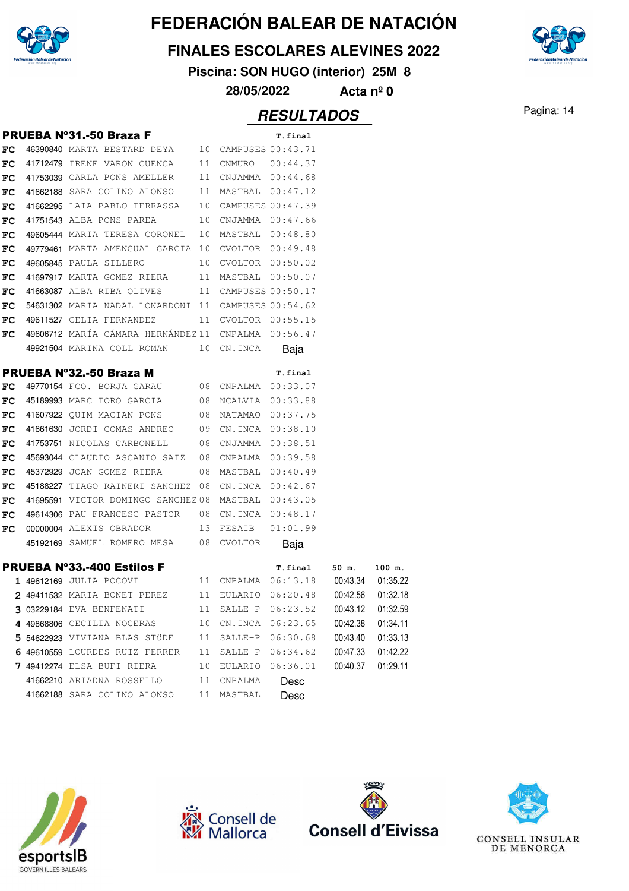# FEDERACIÓN BALEAR DE NATACIÓN

## FINALES ESCOLARES ALEVINES 2022

**Piscina: SON HUGO (interior) 25M 8**

**28/05/2022 Acta nº 0**

## RESULTADOS

### PRUEBA Nº31.-50 Braza F

| | Licencia | Nombre | Año | Club | T.final |
|---|---|---|---|---|---|
| FC | 46390840 | MARTA BESTARD DEYA | 10 | CAMPUSES | 00:43.71 |
| FC | 41712479 | IRENE VARON CUENCA | 11 | CNMURO | 00:44.37 |
| FC | 41753039 | CARLA PONS AMELLER | 11 | CNJAMMA | 00:44.68 |
| FC | 41662188 | SARA COLINO ALONSO | 11 | MASTBAL | 00:47.12 |
| FC | 41662295 | LAIA PABLO TERRASSA | 10 | CAMPUSES | 00:47.39 |
| FC | 41751543 | ALBA PONS PAREA | 10 | CNJAMMA | 00:47.66 |
| FC | 49605444 | MARIA TERESA CORONEL | 10 | MASTBAL | 00:48.80 |
| FC | 49779461 | MARTA AMENGUAL GARCIA | 10 | CVOLTOR | 00:49.48 |
| FC | 49605845 | PAULA SILLERO | 10 | CVOLTOR | 00:50.02 |
| FC | 41697917 | MARTA GOMEZ RIERA | 11 | MASTBAL | 00:50.07 |
| FC | 41663087 | ALBA RIBA OLIVES | 11 | CAMPUSES | 00:50.17 |
| FC | 54631302 | MARIA NADAL LONARDONI | 11 | CAMPUSES | 00:54.62 |
| FC | 49611527 | CELIA FERNANDEZ | 11 | CVOLTOR | 00:55.15 |
| FC | 49606712 | MARÍA CÁMARA HERNÁNDEZ | 11 | CNPALMA | 00:56.47 |
| | 49921504 | MARINA COLL ROMAN | 10 | CN.INCA | Baja |

### PRUEBA Nº32.-50 Braza M

| | Licencia | Nombre | Año | Club | T.final |
|---|---|---|---|---|---|
| FC | 49770154 | FCO. BORJA GARAU | 08 | CNPALMA | 00:33.07 |
| FC | 45189993 | MARC TORO GARCIA | 08 | NCALVIA | 00:33.88 |
| FC | 41607922 | QUIM MACIAN PONS | 08 | NATAMAO | 00:37.75 |
| FC | 41661630 | JORDI COMAS ANDREO | 09 | CN.INCA | 00:38.10 |
| FC | 41753751 | NICOLAS CARBONELL | 08 | CNJAMMA | 00:38.51 |
| FC | 45693044 | CLAUDIO ASCANIO SAIZ | 08 | CNPALMA | 00:39.58 |
| FC | 45372929 | JOAN GOMEZ RIERA | 08 | MASTBAL | 00:40.49 |
| FC | 45188227 | TIAGO RAINERI SANCHEZ | 08 | CN.INCA | 00:42.67 |
| FC | 41695591 | VICTOR DOMINGO SANCHEZ | 08 | MASTBAL | 00:43.05 |
| FC | 49614306 | PAU FRANCESC PASTOR | 08 | CN.INCA | 00:48.17 |
| FC | 00000004 | ALEXIS OBRADOR | 13 | FESAIB | 01:01.99 |
| | 45192169 | SAMUEL ROMERO MESA | 08 | CVOLTOR | Baja |

### PRUEBA Nº33.-400 Estilos F

| | Licencia | Nombre | Año | Club | T.final | 50 m. | 100 m. |
|---|---|---|---|---|---|---|---|
| 1 | 49612169 | JULIA POCOVI | 11 | CNPALMA | 06:13.18 | 00:43.34 | 01:35.22 |
| 2 | 49411532 | MARIA BONET PEREZ | 11 | EULARIO | 06:20.48 | 00:42.56 | 01:32.18 |
| 3 | 03229184 | EVA BENFENATI | 11 | SALLE-P | 06:23.52 | 00:43.12 | 01:32.59 |
| 4 | 49868806 | CECILIA NOCERAS | 10 | CN.INCA | 06:23.65 | 00:42.38 | 01:34.11 |
| 5 | 54622923 | VIVIANA BLAS STüDE | 11 | SALLE-P | 06:30.68 | 00:43.40 | 01:33.13 |
| 6 | 49610559 | LOURDES RUIZ FERRER | 11 | SALLE-P | 06:34.62 | 00:47.33 | 01:42.22 |
| 7 | 49412274 | ELSA BUFI RIERA | 10 | EULARIO | 06:36.01 | 00:40.37 | 01:29.11 |
| | 41662210 | ARIADNA ROSSELLO | 11 | CNPALMA | Desc | | |
| | 41662188 | SARA COLINO ALONSO | 11 | MASTBAL | Desc | | |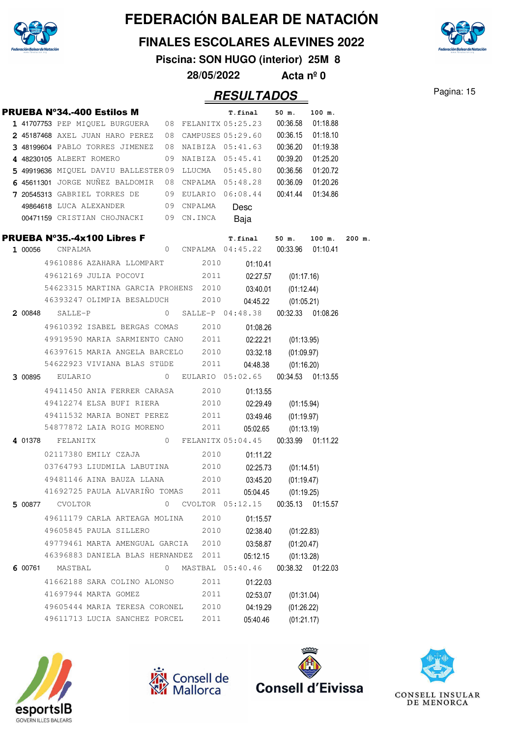# FEDERACIÓN BALEAR DE NATACIÓN

## FINALES ESCOLARES ALEVINES 2022

**Piscina: SON HUGO (interior) 25M 8**

**28/05/2022 Acta nº 0**

## RESULTADOS

### PRUEBA Nº34.-400 Estilos M

| | Licencia | Nombre | Año | Club | T.final | 50 m. | 100 m. |
|---|---|---|---|---|---|---|---|
| 1 | 41707753 | PEP MIQUEL BURGUERA | 08 | FELANITX | 05:25.23 | 00:36.58 | 01:18.88 |
| 2 | 45187468 | AXEL JUAN HARO PEREZ | 08 | CAMPUSES | 05:29.60 | 00:36.15 | 01:18.10 |
| 3 | 48199604 | PABLO TORRES JIMENEZ | 08 | NAIBIZA | 05:41.63 | 00:36.20 | 01:19.38 |
| 4 | 48230105 | ALBERT ROMERO | 09 | NAIBIZA | 05:45.41 | 00:39.20 | 01:25.20 |
| 5 | 49919636 | MIQUEL DAVIU BALLESTER | 09 | LLUCMA | 05:45.80 | 00:36.56 | 01:20.72 |
| 6 | 45611301 | JORGE NUÑEZ BALDOMIR | 08 | CNPALMA | 05:48.28 | 00:36.09 | 01:20.26 |
| 7 | 20545313 | GABRIEL TORRES DE | 09 | EULARIO | 06:08.44 | 00:41.44 | 01:34.86 |
| | 49864618 | LUCA ALEXANDER | 09 | CNPALMA | Desc | | |
| | 00471159 | CRISTIAN CHOJNACKI | 09 | CN.INCA | Baja | | |

### PRUEBA Nº35.-4x100 Libres F

| | Código | Nombre | Año | Club | T.final | 50 m. | 100 m. | 200 m. |
|---|---|---|---|---|---|---|---|---|
| 1 | 00056 | CNPALMA | 0 | CNPALMA | 04:45.22 | 00:33.96 | 01:10.41 | |
| | | 49610886 AZAHARA LLOMPART | 2010 | | 01:10.41 | | | |
| | | 49612169 JULIA POCOVI | 2011 | | 02:27.57 | (01:17.16) | | |
| | | 54623315 MARTINA GARCIA PROHENS | 2010 | | 03:40.01 | (01:12.44) | | |
| | | 46393247 OLIMPIA BESALDUCH | 2010 | | 04:45.22 | (01:05.21) | | |
| 2 | 00848 | SALLE-P | 0 | SALLE-P | 04:48.38 | 00:32.33 | 01:08.26 | |
| | | 49610392 ISABEL BERGAS COMAS | 2010 | | 01:08.26 | | | |
| | | 49919590 MARIA SARMIENTO CANO | 2011 | | 02:22.21 | (01:13.95) | | |
| | | 46397615 MARIA ANGELA BARCELO | 2010 | | 03:32.18 | (01:09.97) | | |
| | | 54622923 VIVIANA BLAS STüDE | 2011 | | 04:48.38 | (01:16.20) | | |
| 3 | 00895 | EULARIO | 0 | EULARIO | 05:02.65 | 00:34.53 | 01:13.55 | |
| | | 49411450 ANIA FERRER CARASA | 2010 | | 01:13.55 | | | |
| | | 49412274 ELSA BUFI RIERA | 2010 | | 02:29.49 | (01:15.94) | | |
| | | 49411532 MARIA BONET PEREZ | 2011 | | 03:49.46 | (01:19.97) | | |
| | | 54877872 LAIA ROIG MORENO | 2011 | | 05:02.65 | (01:13.19) | | |
| 4 | 01378 | FELANITX | 0 | FELANITX | 05:04.45 | 00:33.99 | 01:11.22 | |
| | | 02117380 EMILY CZAJA | 2010 | | 01:11.22 | | | |
| | | 03764793 LIUDMILA LABUTINA | 2010 | | 02:25.73 | (01:14.51) | | |
| | | 49481146 AINA BAUZA LLANA | 2010 | | 03:45.20 | (01:19.47) | | |
| | | 41692725 PAULA ALVARIÑO TOMAS | 2011 | | 05:04.45 | (01:19.25) | | |
| 5 | 00877 | CVOLTOR | 0 | CVOLTOR | 05:12.15 | 00:35.13 | 01:15.57 | |
| | | 49611179 CARLA ARTEAGA MOLINA | 2010 | | 01:15.57 | | | |
| | | 49605845 PAULA SILLERO | 2010 | | 02:38.40 | (01:22.83) | | |
| | | 49779461 MARTA AMENGUAL GARCIA | 2010 | | 03:58.87 | (01:20.47) | | |
| | | 46396883 DANIELA BLAS HERNANDEZ | 2011 | | 05:12.15 | (01:13.28) | | |
| 6 | 00761 | MASTBAL | 0 | MASTBAL | 05:40.46 | 00:38.32 | 01:22.03 | |
| | | 41662188 SARA COLINO ALONSO | 2011 | | 01:22.03 | | | |
| | | 41697944 MARTA GOMEZ | 2011 | | 02:53.07 | (01:31.04) | | |
| | | 49605444 MARIA TERESA CORONEL | 2010 | | 04:19.29 | (01:26.22) | | |
| | | 49611713 LUCIA SANCHEZ PORCEL | 2011 | | 05:40.46 | (01:21.17) | | |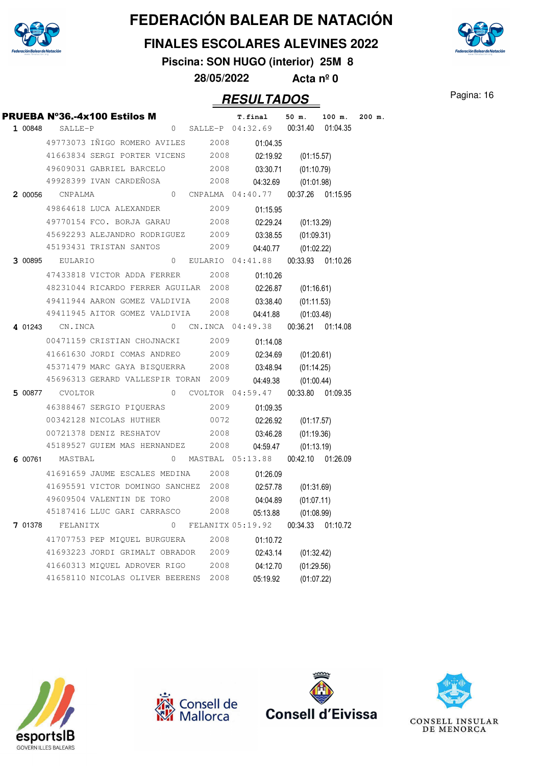# FEDERACIÓN BALEAR DE NATACIÓN

## FINALES ESCOLARES ALEVINES 2022

**Piscina: SON HUGO (interior) 25M 8**

**28/05/2022 Acta nº 0**

## *RESULTADOS*

**PRUEBA Nº36.-4x100 Estilos M**

| | | | | T.final | 50 m. | 100 m. | 200 m. |
|---|---|---|---|---|---|---|---|
| **1** 00848 | SALLE-P | 0 | SALLE-P | 04:32.69 | 00:31.40 | 01:04.35 | |
| | 49773073 IÑIGO ROMERO AVILES | 2008 | | 01:04.35 | | | |
| | 41663834 SERGI PORTER VICENS | 2008 | | 02:19.92 | (01:15.57) | | |
| | 49609031 GABRIEL BARCELO | 2008 | | 03:30.71 | (01:10.79) | | |
| | 49928399 IVAN CARDEÑOSA | 2008 | | 04:32.69 | (01:01.98) | | |
| **2** 00056 | CNPALMA | 0 | CNPALMA | 04:40.77 | 00:37.26 | 01:15.95 | |
| | 49864618 LUCA ALEXANDER | 2009 | | 01:15.95 | | | |
| | 49770154 FCO. BORJA GARAU | 2008 | | 02:29.24 | (01:13.29) | | |
| | 45692293 ALEJANDRO RODRIGUEZ | 2009 | | 03:38.55 | (01:09.31) | | |
| | 45193431 TRISTAN SANTOS | 2009 | | 04:40.77 | (01:02.22) | | |
| **3** 00895 | EULARIO | 0 | EULARIO | 04:41.88 | 00:33.93 | 01:10.26 | |
| | 47433818 VICTOR ADDA FERRER | 2008 | | 01:10.26 | | | |
| | 48231044 RICARDO FERRER AGUILAR | 2008 | | 02:26.87 | (01:16.61) | | |
| | 49411944 AARON GOMEZ VALDIVIA | 2008 | | 03:38.40 | (01:11.53) | | |
| | 49411945 AITOR GOMEZ VALDIVIA | 2008 | | 04:41.88 | (01:03.48) | | |
| **4** 01243 | CN.INCA | 0 | CN.INCA | 04:49.38 | 00:36.21 | 01:14.08 | |
| | 00471159 CRISTIAN CHOJNACKI | 2009 | | 01:14.08 | | | |
| | 41661630 JORDI COMAS ANDREO | 2009 | | 02:34.69 | (01:20.61) | | |
| | 45371479 MARC GAYA BISQUERRA | 2008 | | 03:48.94 | (01:14.25) | | |
| | 45696313 GERARD VALLESPIR TORAN | 2009 | | 04:49.38 | (01:00.44) | | |
| **5** 00877 | CVOLTOR | 0 | CVOLTOR | 04:59.47 | 00:33.80 | 01:09.35 | |
| | 46388467 SERGIO PIQUERAS | 2009 | | 01:09.35 | | | |
| | 00342128 NICOLAS HUTHER | 0072 | | 02:26.92 | (01:17.57) | | |
| | 00721378 DENIZ RESHATOV | 2008 | | 03:46.28 | (01:19.36) | | |
| | 45189527 GUIEM MAS HERNANDEZ | 2008 | | 04:59.47 | (01:13.19) | | |
| **6** 00761 | MASTBAL | 0 | MASTBAL | 05:13.88 | 00:42.10 | 01:26.09 | |
| | 41691659 JAUME ESCALES MEDINA | 2008 | | 01:26.09 | | | |
| | 41695591 VICTOR DOMINGO SANCHEZ | 2008 | | 02:57.78 | (01:31.69) | | |
| | 49609504 VALENTIN DE TORO | 2008 | | 04:04.89 | (01:07.11) | | |
| | 45187416 LLUC GARI CARRASCO | 2008 | | 05:13.88 | (01:08.99) | | |
| **7** 01378 | FELANITX | 0 | FELANITX | 05:19.92 | 00:34.33 | 01:10.72 | |
| | 41707753 PEP MIQUEL BURGUERA | 2008 | | 01:10.72 | | | |
| | 41693223 JORDI GRIMALT OBRADOR | 2009 | | 02:43.14 | (01:32.42) | | |
| | 41660313 MIQUEL ADROVER RIGO | 2008 | | 04:12.70 | (01:29.56) | | |
| | 41658110 NICOLAS OLIVER BEERENS | 2008 | | 05:19.92 | (01:07.22) | | |